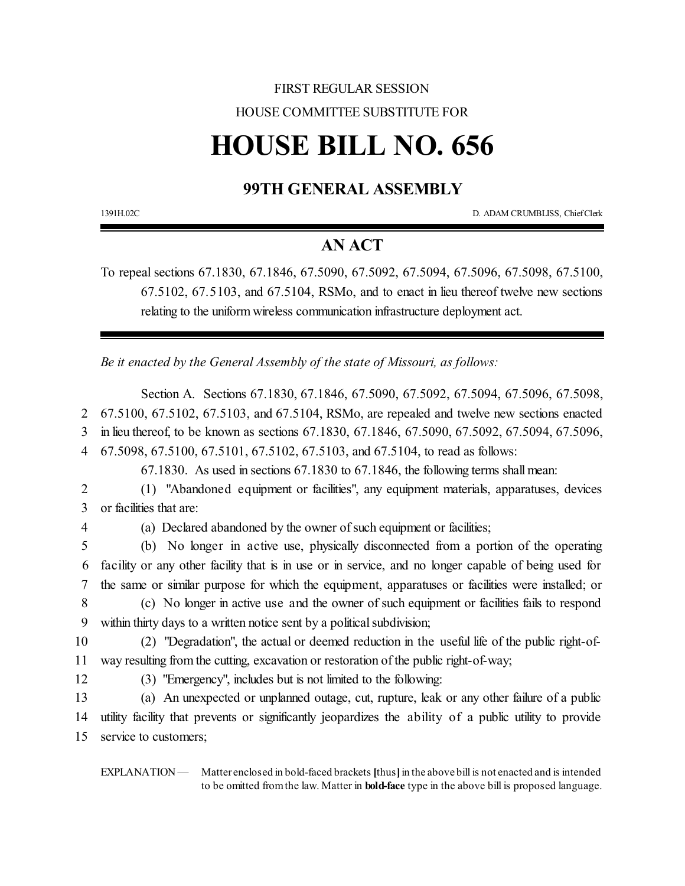FIRST REGULAR SESSION

HOUSE COMMITTEE SUBSTITUTE FOR

# HOUSE BILL NO. 656

## 99TH GENERAL ASSEMBLY

1391H.02C D. ADAM CRUMBLISS, Chief Clerk

## AN ACT

To repeal sections 67.1830, 67.1846, 67.5090, 67.5092, 67.5094, 67.5096, 67.5098, 67.5100, 67.5102, 67.5103, and 67.5104, RSMo, and to enact in lieu thereof twelve new sections relating to the uniform wireless communication infrastructure deployment act.

*Be it enacted by the General Assembly of the state of Missouri, as follows:*

Section A. Sections 67.1830, 67.1846, 67.5090, 67.5092, 67.5094, 67.5096, 67.5098, 67.5100, 67.5102, 67.5103, and 67.5104, RSMo, are repealed and twelve new sections enacted in lieu thereof, to be known as sections 67.1830, 67.1846, 67.5090, 67.5092, 67.5094, 67.5096, 67.5098, 67.5100, 67.5101, 67.5102, 67.5103, and 67.5104, to read as follows:

67.1830. As used in sections 67.1830 to 67.1846, the following terms shall mean:

(1) "Abandoned equipment or facilities", any equipment materials, apparatuses, devices or facilities that are:

(a) Declared abandoned by the owner of such equipment or facilities;

(b) No longer in active use, physically disconnected from a portion of the operating facility or any other facility that is in use or in service, and no longer capable of being used for the same or similar purpose for which the equipment, apparatuses or facilities were installed; or

(c) No longer in active use and the owner of such equipment or facilities fails to respond within thirty days to a written notice sent by a political subdivision;

(2) "Degradation", the actual or deemed reduction in the useful life of the public right-of-way resulting from the cutting, excavation or restoration of the public right-of-way;

(3) "Emergency", includes but is not limited to the following:

(a) An unexpected or unplanned outage, cut, rupture, leak or any other failure of a public utility facility that prevents or significantly jeopardizes the ability of a public utility to provide service to customers;

EXPLANATION — Matter enclosed in bold-faced brackets **[**thus**]** in the above bill is not enacted and is intended to be omitted from the law. Matter in **bold-face** type in the above bill is proposed language.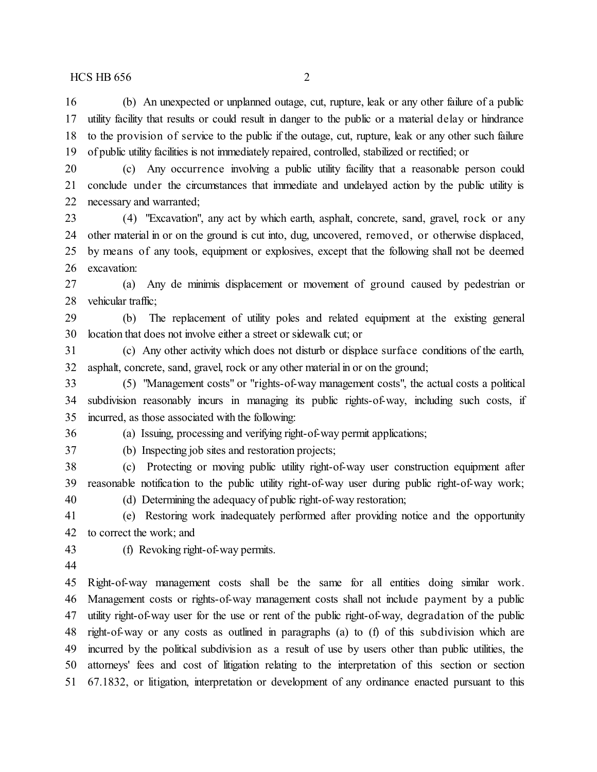(b) An unexpected or unplanned outage, cut, rupture, leak or any other failure of a public utility facility that results or could result in danger to the public or a material delay or hindrance to the provision of service to the public if the outage, cut, rupture, leak or any other such failure of public utility facilities is not immediately repaired, controlled, stabilized or rectified; or

(c) Any occurrence involving a public utility facility that a reasonable person could conclude under the circumstances that immediate and undelayed action by the public utility is necessary and warranted;

(4) "Excavation", any act by which earth, asphalt, concrete, sand, gravel, rock or any other material in or on the ground is cut into, dug, uncovered, removed, or otherwise displaced, by means of any tools, equipment or explosives, except that the following shall not be deemed excavation:

(a) Any de minimis displacement or movement of ground caused by pedestrian or vehicular traffic;

(b) The replacement of utility poles and related equipment at the existing general location that does not involve either a street or sidewalk cut; or

(c) Any other activity which does not disturb or displace surface conditions of the earth, asphalt, concrete, sand, gravel, rock or any other material in or on the ground;

(5) "Management costs" or "rights-of-way management costs", the actual costs a political subdivision reasonably incurs in managing its public rights-of-way, including such costs, if incurred, as those associated with the following:

(a) Issuing, processing and verifying right-of-way permit applications;

(b) Inspecting job sites and restoration projects;

(c) Protecting or moving public utility right-of-way user construction equipment after reasonable notification to the public utility right-of-way user during public right-of-way work;

(d) Determining the adequacy of public right-of-way restoration;

(e) Restoring work inadequately performed after providing notice and the opportunity to correct the work; and

(f) Revoking right-of-way permits.

Right-of-way management costs shall be the same for all entities doing similar work. Management costs or rights-of-way management costs shall not include payment by a public utility right-of-way user for the use or rent of the public right-of-way, degradation of the public right-of-way or any costs as outlined in paragraphs (a) to (f) of this subdivision which are incurred by the political subdivision as a result of use by users other than public utilities, the attorneys' fees and cost of litigation relating to the interpretation of this section or section 67.1832, or litigation, interpretation or development of any ordinance enacted pursuant to this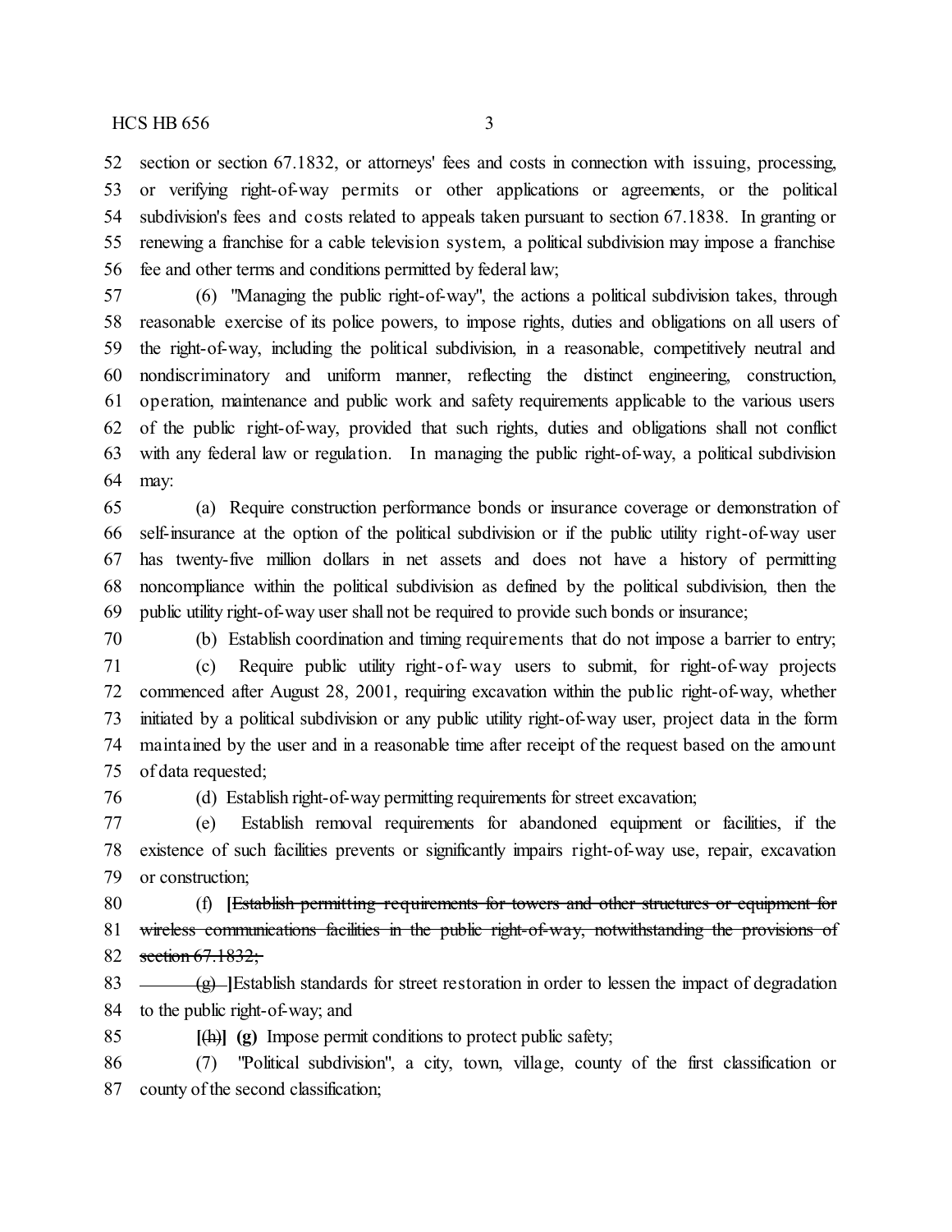section or section 67.1832, or attorneys' fees and costs in connection with issuing, processing, or verifying right-of-way permits or other applications or agreements, or the political subdivision's fees and costs related to appeals taken pursuant to section 67.1838. In granting or renewing a franchise for a cable television system, a political subdivision may impose a franchise fee and other terms and conditions permitted by federal law;

(6) "Managing the public right-of-way", the actions a political subdivision takes, through reasonable exercise of its police powers, to impose rights, duties and obligations on all users of the right-of-way, including the political subdivision, in a reasonable, competitively neutral and nondiscriminatory and uniform manner, reflecting the distinct engineering, construction, operation, maintenance and public work and safety requirements applicable to the various users of the public right-of-way, provided that such rights, duties and obligations shall not conflict with any federal law or regulation. In managing the public right-of-way, a political subdivision may:

(a) Require construction performance bonds or insurance coverage or demonstration of self-insurance at the option of the political subdivision or if the public utility right-of-way user has twenty-five million dollars in net assets and does not have a history of permitting noncompliance within the political subdivision as defined by the political subdivision, then the public utility right-of-way user shall not be required to provide such bonds or insurance;

(b) Establish coordination and timing requirements that do not impose a barrier to entry;

(c) Require public utility right-of-way users to submit, for right-of-way projects commenced after August 28, 2001, requiring excavation within the public right-of-way, whether initiated by a political subdivision or any public utility right-of-way user, project data in the form maintained by the user and in a reasonable time after receipt of the request based on the amount of data requested;

(d) Establish right-of-way permitting requirements for street excavation;

(e) Establish removal requirements for abandoned equipment or facilities, if the existence of such facilities prevents or significantly impairs right-of-way use, repair, excavation or construction;

(f) **[**~~Establish permitting requirements for towers and other structures or equipment for wireless communications facilities in the public right-of-way, notwithstanding the provisions of section 67.1832;~~

~~(g)~~ **]**Establish standards for street restoration in order to lessen the impact of degradation to the public right-of-way; and

**[**~~(h)~~**] (g)** Impose permit conditions to protect public safety;

(7) "Political subdivision", a city, town, village, county of the first classification or county of the second classification;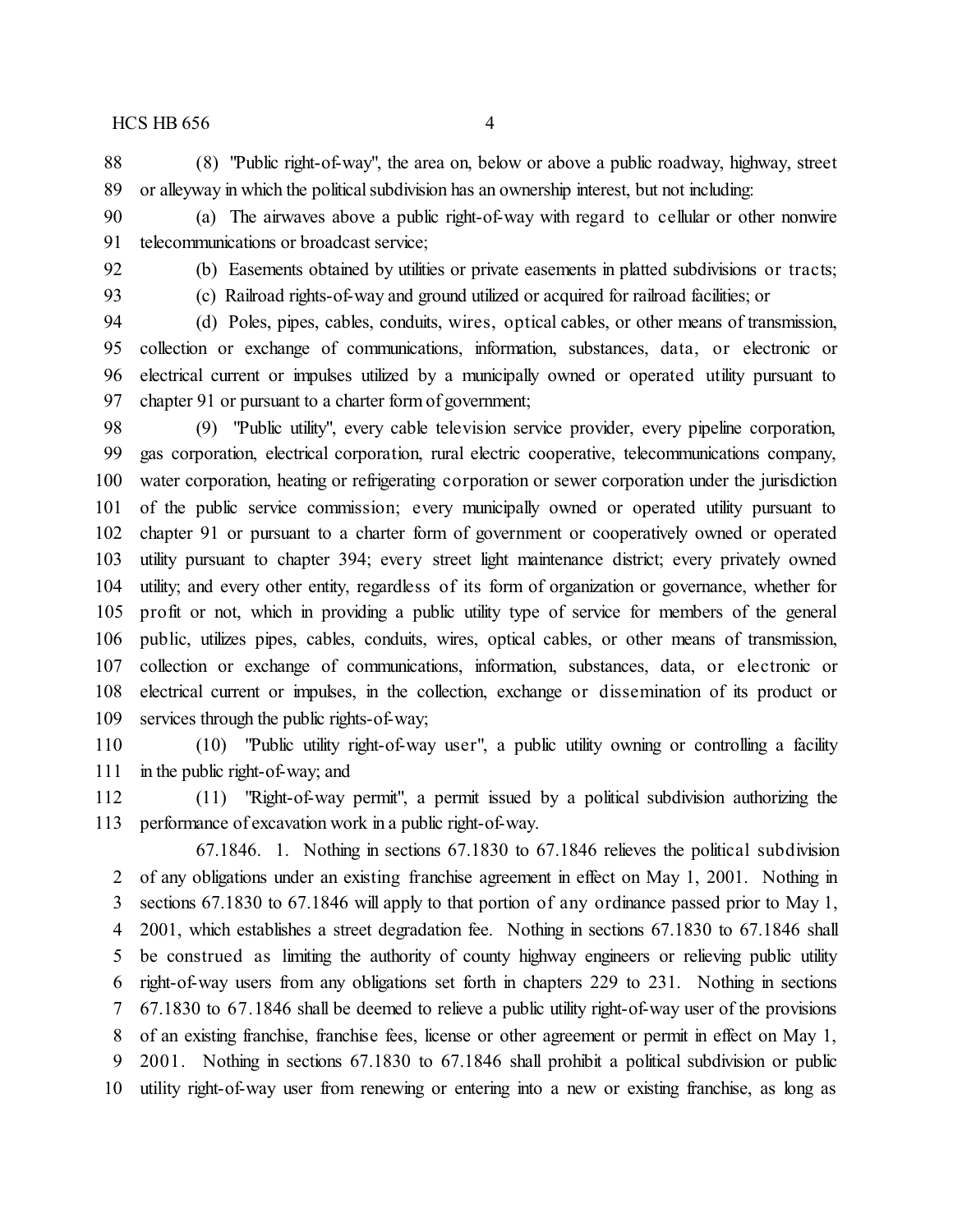(8) "Public right-of-way", the area on, below or above a public roadway, highway, street or alleyway in which the political subdivision has an ownership interest, but not including:

(a) The airwaves above a public right-of-way with regard to cellular or other nonwire telecommunications or broadcast service;

(b) Easements obtained by utilities or private easements in platted subdivisions or tracts;

(c) Railroad rights-of-way and ground utilized or acquired for railroad facilities; or

(d) Poles, pipes, cables, conduits, wires, optical cables, or other means of transmission, collection or exchange of communications, information, substances, data, or electronic or electrical current or impulses utilized by a municipally owned or operated utility pursuant to chapter 91 or pursuant to a charter form of government;

(9) "Public utility", every cable television service provider, every pipeline corporation, gas corporation, electrical corporation, rural electric cooperative, telecommunications company, water corporation, heating or refrigerating corporation or sewer corporation under the jurisdiction of the public service commission; every municipally owned or operated utility pursuant to chapter 91 or pursuant to a charter form of government or cooperatively owned or operated utility pursuant to chapter 394; every street light maintenance district; every privately owned utility; and every other entity, regardless of its form of organization or governance, whether for profit or not, which in providing a public utility type of service for members of the general public, utilizes pipes, cables, conduits, wires, optical cables, or other means of transmission, collection or exchange of communications, information, substances, data, or electronic or electrical current or impulses, in the collection, exchange or dissemination of its product or services through the public rights-of-way;

(10) "Public utility right-of-way user", a public utility owning or controlling a facility in the public right-of-way; and

(11) "Right-of-way permit", a permit issued by a political subdivision authorizing the performance of excavation work in a public right-of-way.

67.1846. 1. Nothing in sections 67.1830 to 67.1846 relieves the political subdivision of any obligations under an existing franchise agreement in effect on May 1, 2001. Nothing in sections 67.1830 to 67.1846 will apply to that portion of any ordinance passed prior to May 1, 2001, which establishes a street degradation fee. Nothing in sections 67.1830 to 67.1846 shall be construed as limiting the authority of county highway engineers or relieving public utility right-of-way users from any obligations set forth in chapters 229 to 231. Nothing in sections 67.1830 to 67.1846 shall be deemed to relieve a public utility right-of-way user of the provisions of an existing franchise, franchise fees, license or other agreement or permit in effect on May 1, 2001. Nothing in sections 67.1830 to 67.1846 shall prohibit a political subdivision or public utility right-of-way user from renewing or entering into a new or existing franchise, as long as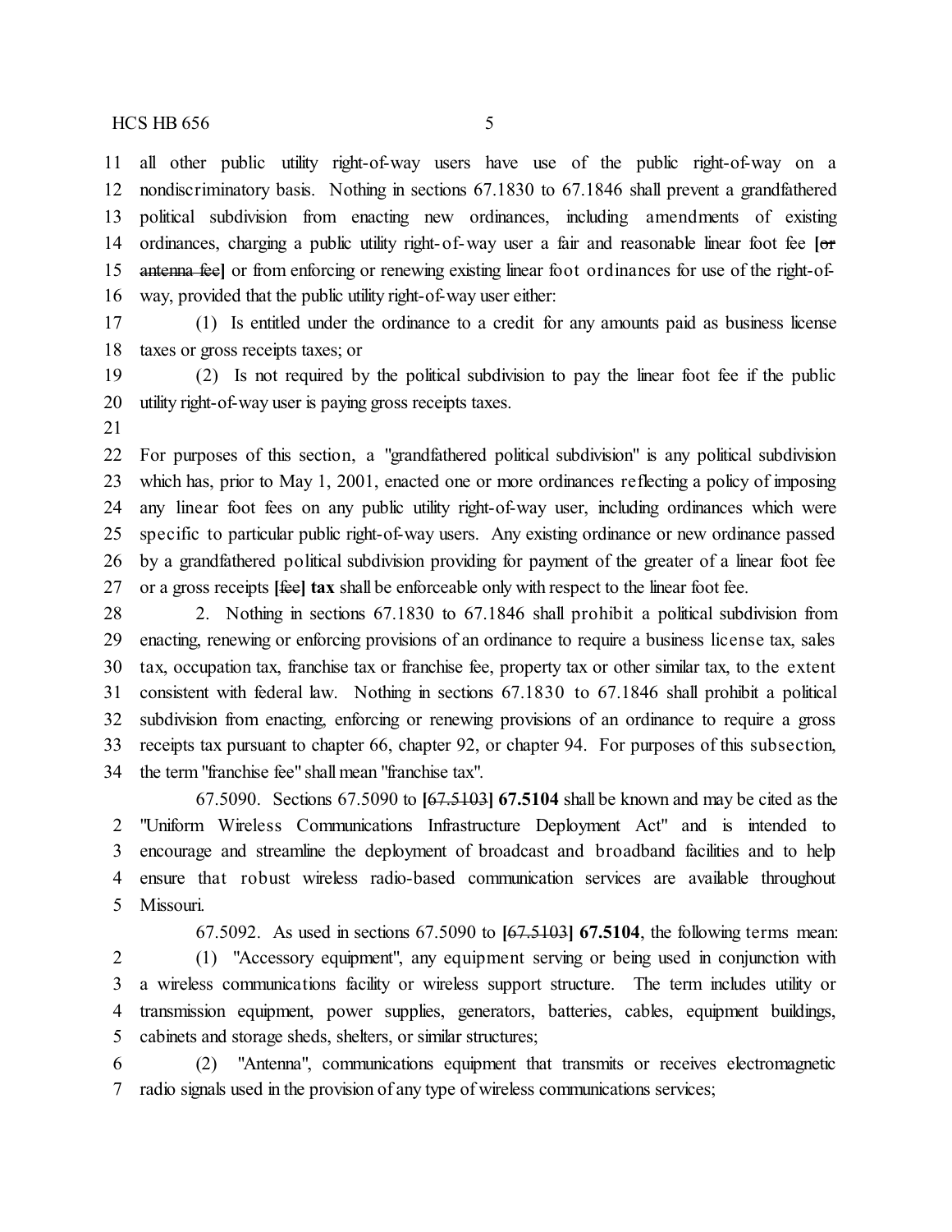all other public utility right-of-way users have use of the public right-of-way on a nondiscriminatory basis. Nothing in sections 67.1830 to 67.1846 shall prevent a grandfathered political subdivision from enacting new ordinances, including amendments of existing ordinances, charging a public utility right-of-way user a fair and reasonable linear foot fee [~~or antenna fee~~] or from enforcing or renewing existing linear foot ordinances for use of the right-of-way, provided that the public utility right-of-way user either:

(1) Is entitled under the ordinance to a credit for any amounts paid as business license taxes or gross receipts taxes; or

(2) Is not required by the political subdivision to pay the linear foot fee if the public utility right-of-way user is paying gross receipts taxes.

For purposes of this section, a "grandfathered political subdivision" is any political subdivision which has, prior to May 1, 2001, enacted one or more ordinances reflecting a policy of imposing any linear foot fees on any public utility right-of-way user, including ordinances which were specific to particular public right-of-way users. Any existing ordinance or new ordinance passed by a grandfathered political subdivision providing for payment of the greater of a linear foot fee or a gross receipts [~~fee~~] **tax** shall be enforceable only with respect to the linear foot fee.

2. Nothing in sections 67.1830 to 67.1846 shall prohibit a political subdivision from enacting, renewing or enforcing provisions of an ordinance to require a business license tax, sales tax, occupation tax, franchise tax or franchise fee, property tax or other similar tax, to the extent consistent with federal law. Nothing in sections 67.1830 to 67.1846 shall prohibit a political subdivision from enacting, enforcing or renewing provisions of an ordinance to require a gross receipts tax pursuant to chapter 66, chapter 92, or chapter 94. For purposes of this subsection, the term "franchise fee" shall mean "franchise tax".

67.5090. Sections 67.5090 to [~~67.5103~~] **67.5104** shall be known and may be cited as the "Uniform Wireless Communications Infrastructure Deployment Act" and is intended to encourage and streamline the deployment of broadcast and broadband facilities and to help ensure that robust wireless radio-based communication services are available throughout Missouri.

67.5092. As used in sections 67.5090 to [~~67.5103~~] **67.5104**, the following terms mean:

(1) "Accessory equipment", any equipment serving or being used in conjunction with a wireless communications facility or wireless support structure. The term includes utility or transmission equipment, power supplies, generators, batteries, cables, equipment buildings, cabinets and storage sheds, shelters, or similar structures;

(2) "Antenna", communications equipment that transmits or receives electromagnetic radio signals used in the provision of any type of wireless communications services;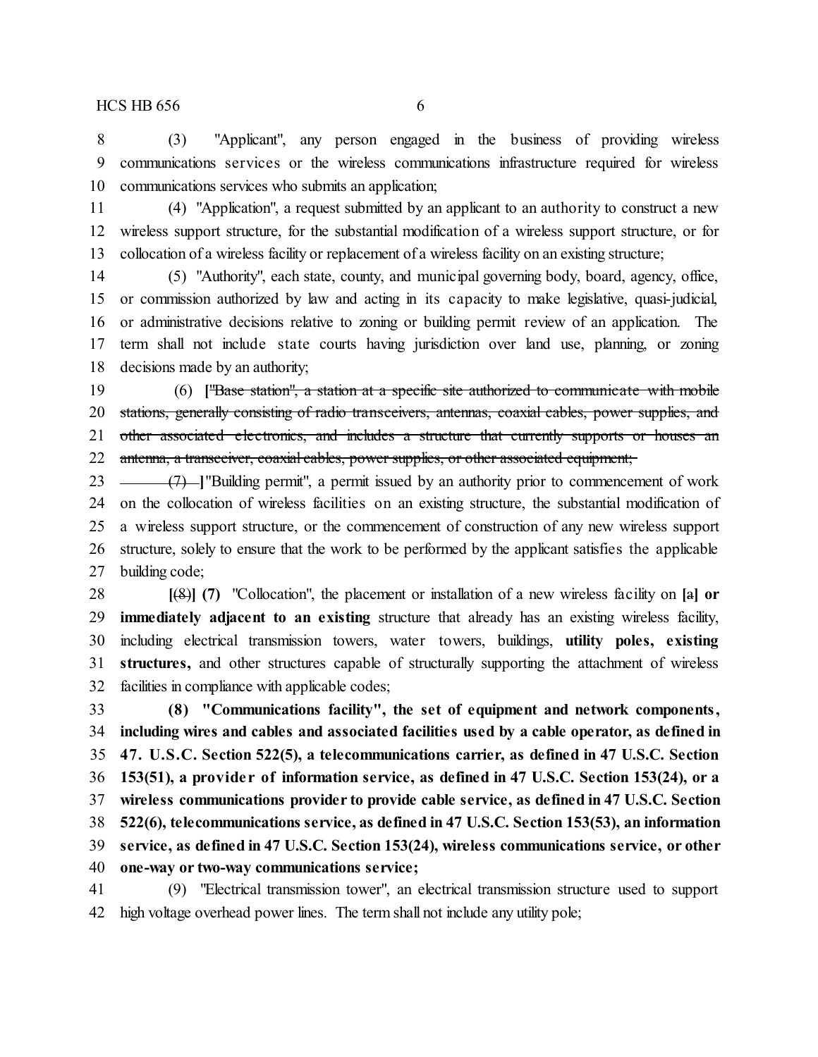(3) "Applicant", any person engaged in the business of providing wireless communications services or the wireless communications infrastructure required for wireless communications services who submits an application;

(4) "Application", a request submitted by an applicant to an authority to construct a new wireless support structure, for the substantial modification of a wireless support structure, or for collocation of a wireless facility or replacement of a wireless facility on an existing structure;

(5) "Authority", each state, county, and municipal governing body, board, agency, office, or commission authorized by law and acting in its capacity to make legislative, quasi-judicial, or administrative decisions relative to zoning or building permit review of an application. The term shall not include state courts having jurisdiction over land use, planning, or zoning decisions made by an authority;

(6) **[**~~"Base station", a station at a specific site authorized to communicate with mobile stations, generally consisting of radio transceivers, antennas, coaxial cables, power supplies, and other associated electronics, and includes a structure that currently supports or houses an antenna, a transceiver, coaxial cables, power supplies, or other associated equipment;~~

~~(7)~~ **]**"Building permit", a permit issued by an authority prior to commencement of work on the collocation of wireless facilities on an existing structure, the substantial modification of a wireless support structure, or the commencement of construction of any new wireless support structure, solely to ensure that the work to be performed by the applicant satisfies the applicable building code;

**[**~~(8)~~**] (7)** "Collocation", the placement or installation of a new wireless facility on **[**a**] or immediately adjacent to an existing** structure that already has an existing wireless facility, including electrical transmission towers, water towers, buildings, **utility poles, existing structures,** and other structures capable of structurally supporting the attachment of wireless facilities in compliance with applicable codes;

**(8) "Communications facility", the set of equipment and network components, including wires and cables and associated facilities used by a cable operator, as defined in 47. U.S.C. Section 522(5), a telecommunications carrier, as defined in 47 U.S.C. Section 153(51), a provider of information service, as defined in 47 U.S.C. Section 153(24), or a wireless communications provider to provide cable service, as defined in 47 U.S.C. Section 522(6), telecommunications service, as defined in 47 U.S.C. Section 153(53), an information service, as defined in 47 U.S.C. Section 153(24), wireless communications service, or other one-way or two-way communications service;**

(9) "Electrical transmission tower", an electrical transmission structure used to support high voltage overhead power lines. The term shall not include any utility pole;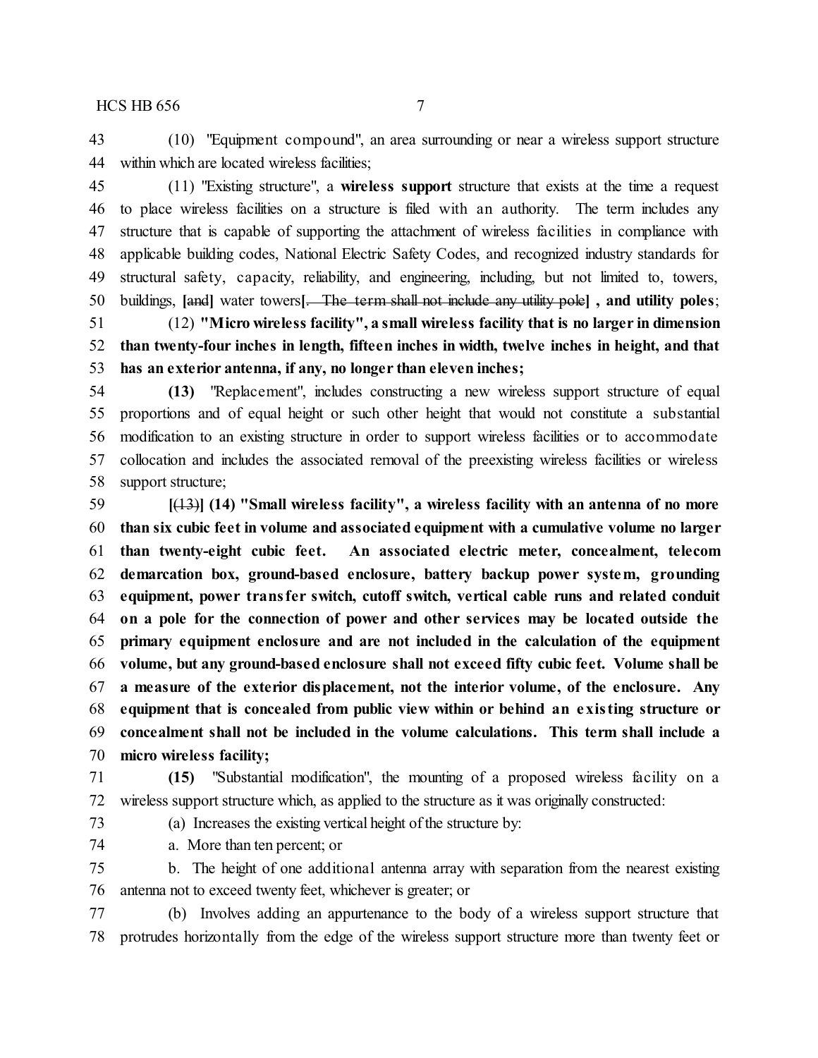(10) "Equipment compound", an area surrounding or near a wireless support structure within which are located wireless facilities;

(11) "Existing structure", a **wireless support** structure that exists at the time a request to place wireless facilities on a structure is filed with an authority. The term includes any structure that is capable of supporting the attachment of wireless facilities in compliance with applicable building codes, National Electric Safety Codes, and recognized industry standards for structural safety, capacity, reliability, and engineering, including, but not limited to, towers, buildings, **[**and**]** water towers**[**. The term shall not include any utility pole**]** **, and utility poles**;

(12) **"Micro wireless facility", a small wireless facility that is no larger in dimension than twenty-four inches in length, fifteen inches in width, twelve inches in height, and that has an exterior antenna, if any, no longer than eleven inches;**

**(13)** "Replacement", includes constructing a new wireless support structure of equal proportions and of equal height or such other height that would not constitute a substantial modification to an existing structure in order to support wireless facilities or to accommodate collocation and includes the associated removal of the preexisting wireless facilities or wireless support structure;

**[**(13)**]** **(14) "Small wireless facility", a wireless facility with an antenna of no more than six cubic feet in volume and associated equipment with a cumulative volume no larger than twenty-eight cubic feet. An associated electric meter, concealment, telecom demarcation box, ground-based enclosure, battery backup power system, grounding equipment, power transfer switch, cutoff switch, vertical cable runs and related conduit on a pole for the connection of power and other services may be located outside the primary equipment enclosure and are not included in the calculation of the equipment volume, but any ground-based enclosure shall not exceed fifty cubic feet. Volume shall be a measure of the exterior displacement, not the interior volume, of the enclosure. Any equipment that is concealed from public view within or behind an existing structure or concealment shall not be included in the volume calculations. This term shall include a micro wireless facility;**

**(15)** "Substantial modification", the mounting of a proposed wireless facility on a wireless support structure which, as applied to the structure as it was originally constructed:

(a) Increases the existing vertical height of the structure by:

a. More than ten percent; or

b. The height of one additional antenna array with separation from the nearest existing antenna not to exceed twenty feet, whichever is greater; or

(b) Involves adding an appurtenance to the body of a wireless support structure that protrudes horizontally from the edge of the wireless support structure more than twenty feet or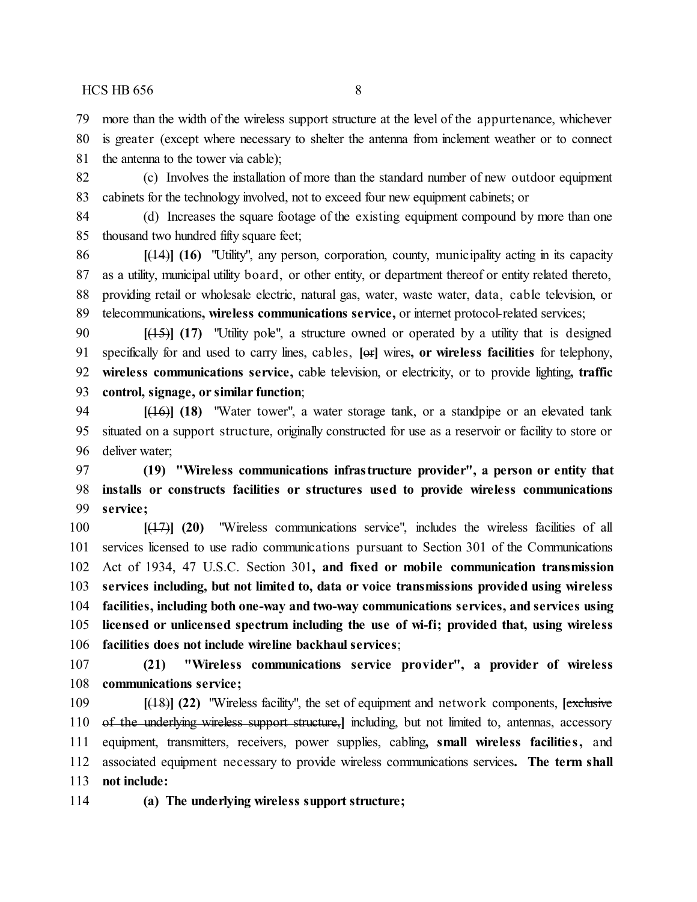79 more than the width of the wireless support structure at the level of the appurtenance, whichever
80 is greater (except where necessary to shelter the antenna from inclement weather or to connect
81 the antenna to the tower via cable);

82 (c) Involves the installation of more than the standard number of new outdoor equipment
83 cabinets for the technology involved, not to exceed four new equipment cabinets; or

84 (d) Increases the square footage of the existing equipment compound by more than one
85 thousand two hundred fifty square feet;

86 [~~(14)~~] **(16)** "Utility", any person, corporation, county, municipality acting in its capacity
87 as a utility, municipal utility board, or other entity, or department thereof or entity related thereto,
88 providing retail or wholesale electric, natural gas, water, waste water, data, cable television, or
89 telecommunications**, wireless communications service,** or internet protocol-related services;

90 [~~(15)~~] **(17)** "Utility pole", a structure owned or operated by a utility that is designed
91 specifically for and used to carry lines, cables, [~~or~~] wires**, or wireless facilities** for telephony,
92 **wireless communications service,** cable television, or electricity, or to provide lighting**, traffic**
93 **control, signage, or similar function**;

94 [~~(16)~~] **(18)** "Water tower", a water storage tank, or a standpipe or an elevated tank
95 situated on a support structure, originally constructed for use as a reservoir or facility to store or
96 deliver water;

97 **(19) "Wireless communications infrastructure provider", a person or entity that**
98 **installs or constructs facilities or structures used to provide wireless communications**
99 **service;**

100 [~~(17)~~] **(20)** "Wireless communications service", includes the wireless facilities of all
101 services licensed to use radio communications pursuant to Section 301 of the Communications
102 Act of 1934, 47 U.S.C. Section 301**, and fixed or mobile communication transmission**
103 **services including, but not limited to, data or voice transmissions provided using wireless**
104 **facilities, including both one-way and two-way communications services, and services using**
105 **licensed or unlicensed spectrum including the use of wi-fi; provided that, using wireless**
106 **facilities does not include wireline backhaul services**;

107 **(21) "Wireless communications service provider", a provider of wireless**
108 **communications service;**

109 [~~(18)~~] **(22)** "Wireless facility", the set of equipment and network components, [~~exclusive~~
110 ~~of the underlying wireless support structure,~~] including, but not limited to, antennas, accessory
111 equipment, transmitters, receivers, power supplies, cabling**, small wireless facilities,** and
112 associated equipment necessary to provide wireless communications services**. The term shall**
113 **not include:**

114 **(a) The underlying wireless support structure;**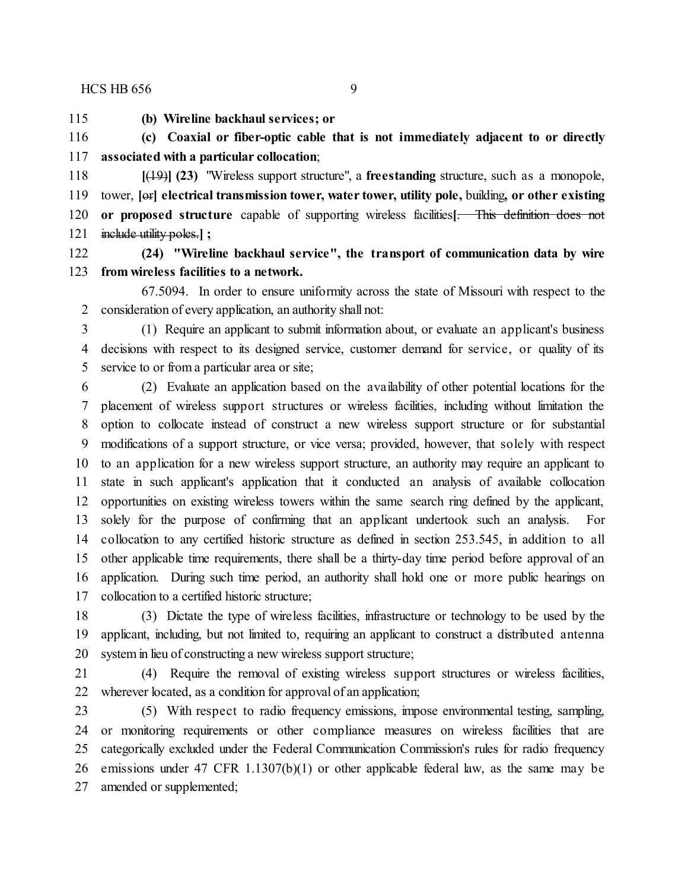115 **(b) Wireline backhaul services; or**

116 **(c) Coaxial or fiber-optic cable that is not immediately adjacent to or directly**
117 **associated with a particular collocation**;

118 **[**~~(19)~~**] (23)** "Wireless support structure", a **freestanding** structure, such as a monopole,
119 tower, **[**~~or~~**] electrical transmission tower, water tower, utility pole,** building**, or other existing**
120 **or proposed structure** capable of supporting wireless facilities**[**~~. This definition does not~~
121 ~~include utility poles.~~**] ;**

122 **(24) "Wireline backhaul service", the transport of communication data by wire**
123 **from wireless facilities to a network.**

67.5094. In order to ensure uniformity across the state of Missouri with respect to the
2 consideration of every application, an authority shall not:

3 (1) Require an applicant to submit information about, or evaluate an applicant's business
4 decisions with respect to its designed service, customer demand for service, or quality of its
5 service to or from a particular area or site;

6 (2) Evaluate an application based on the availability of other potential locations for the
7 placement of wireless support structures or wireless facilities, including without limitation the
8 option to collocate instead of construct a new wireless support structure or for substantial
9 modifications of a support structure, or vice versa; provided, however, that solely with respect
10 to an application for a new wireless support structure, an authority may require an applicant to
11 state in such applicant's application that it conducted an analysis of available collocation
12 opportunities on existing wireless towers within the same search ring defined by the applicant,
13 solely for the purpose of confirming that an applicant undertook such an analysis. For
14 collocation to any certified historic structure as defined in section 253.545, in addition to all
15 other applicable time requirements, there shall be a thirty-day time period before approval of an
16 application. During such time period, an authority shall hold one or more public hearings on
17 collocation to a certified historic structure;

18 (3) Dictate the type of wireless facilities, infrastructure or technology to be used by the
19 applicant, including, but not limited to, requiring an applicant to construct a distributed antenna
20 system in lieu of constructing a new wireless support structure;

21 (4) Require the removal of existing wireless support structures or wireless facilities,
22 wherever located, as a condition for approval of an application;

23 (5) With respect to radio frequency emissions, impose environmental testing, sampling,
24 or monitoring requirements or other compliance measures on wireless facilities that are
25 categorically excluded under the Federal Communication Commission's rules for radio frequency
26 emissions under 47 CFR 1.1307(b)(1) or other applicable federal law, as the same may be
27 amended or supplemented;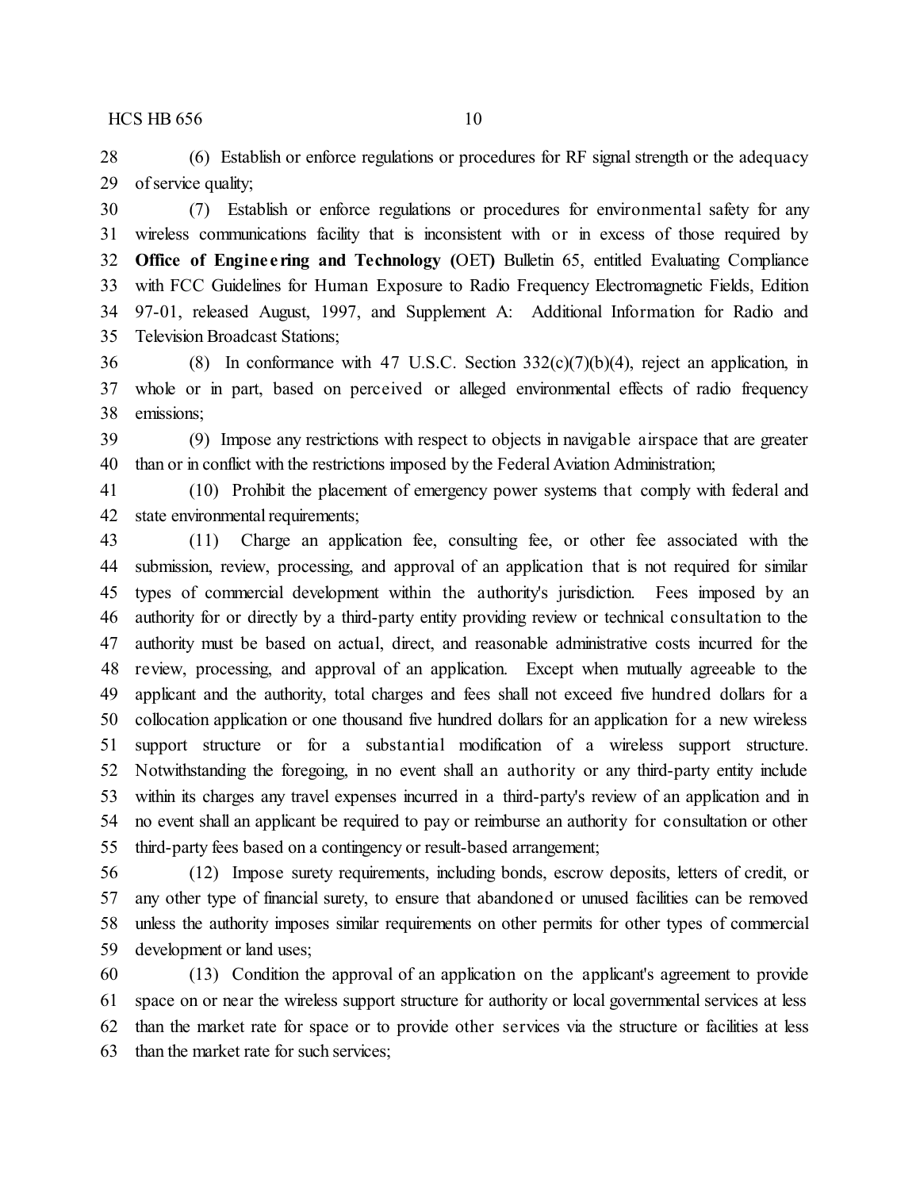(6) Establish or enforce regulations or procedures for RF signal strength or the adequacy of service quality;

(7) Establish or enforce regulations or procedures for environmental safety for any wireless communications facility that is inconsistent with or in excess of those required by **Office of Engineering and Technology (**OET**)** Bulletin 65, entitled Evaluating Compliance with FCC Guidelines for Human Exposure to Radio Frequency Electromagnetic Fields, Edition 97-01, released August, 1997, and Supplement A: Additional Information for Radio and Television Broadcast Stations;

(8) In conformance with 47 U.S.C. Section 332(c)(7)(b)(4), reject an application, in whole or in part, based on perceived or alleged environmental effects of radio frequency emissions;

(9) Impose any restrictions with respect to objects in navigable airspace that are greater than or in conflict with the restrictions imposed by the Federal Aviation Administration;

(10) Prohibit the placement of emergency power systems that comply with federal and state environmental requirements;

(11) Charge an application fee, consulting fee, or other fee associated with the submission, review, processing, and approval of an application that is not required for similar types of commercial development within the authority's jurisdiction. Fees imposed by an authority for or directly by a third-party entity providing review or technical consultation to the authority must be based on actual, direct, and reasonable administrative costs incurred for the review, processing, and approval of an application. Except when mutually agreeable to the applicant and the authority, total charges and fees shall not exceed five hundred dollars for a collocation application or one thousand five hundred dollars for an application for a new wireless support structure or for a substantial modification of a wireless support structure. Notwithstanding the foregoing, in no event shall an authority or any third-party entity include within its charges any travel expenses incurred in a third-party's review of an application and in no event shall an applicant be required to pay or reimburse an authority for consultation or other third-party fees based on a contingency or result-based arrangement;

(12) Impose surety requirements, including bonds, escrow deposits, letters of credit, or any other type of financial surety, to ensure that abandoned or unused facilities can be removed unless the authority imposes similar requirements on other permits for other types of commercial development or land uses;

(13) Condition the approval of an application on the applicant's agreement to provide space on or near the wireless support structure for authority or local governmental services at less than the market rate for space or to provide other services via the structure or facilities at less than the market rate for such services;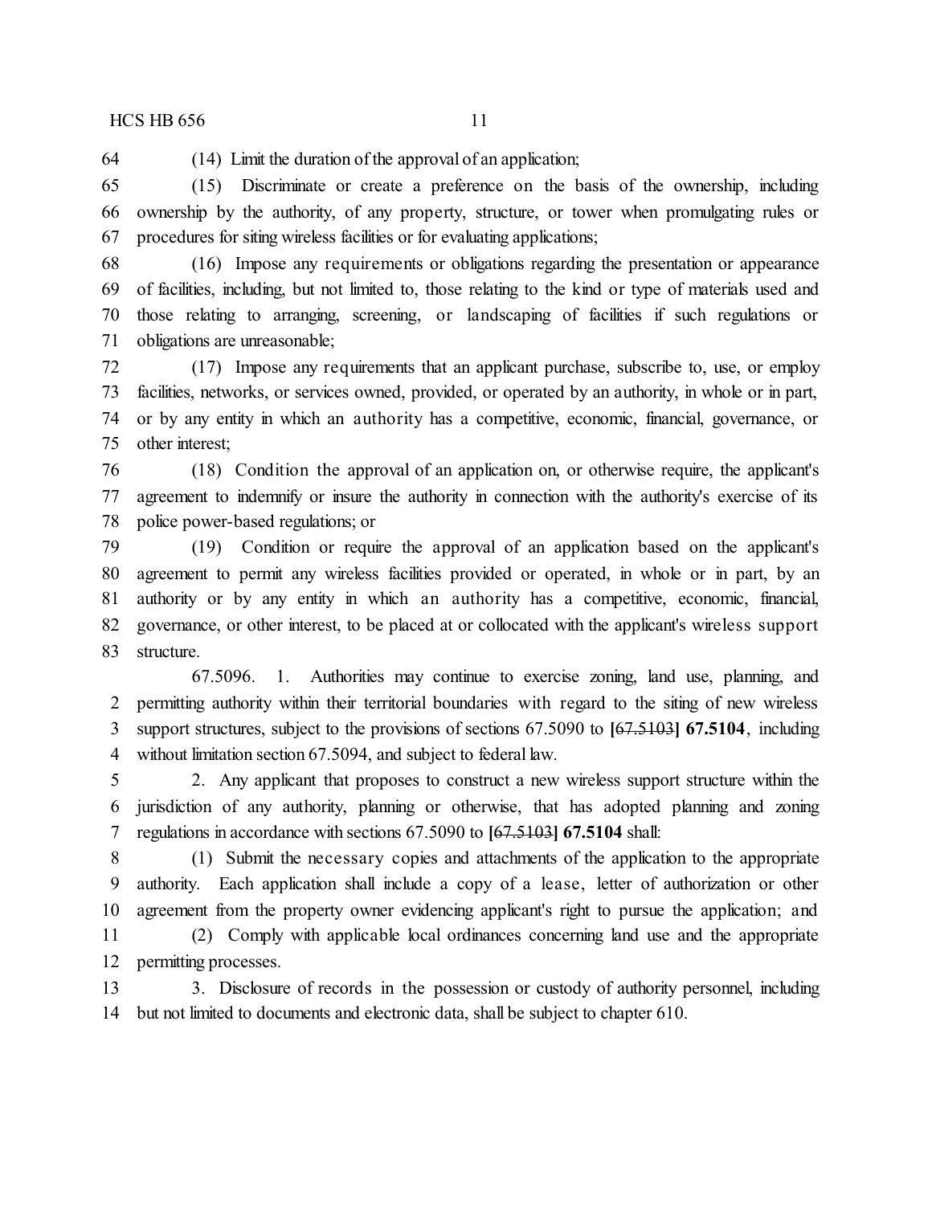(14) Limit the duration of the approval of an application;

(15) Discriminate or create a preference on the basis of the ownership, including ownership by the authority, of any property, structure, or tower when promulgating rules or procedures for siting wireless facilities or for evaluating applications;

(16) Impose any requirements or obligations regarding the presentation or appearance of facilities, including, but not limited to, those relating to the kind or type of materials used and those relating to arranging, screening, or landscaping of facilities if such regulations or obligations are unreasonable;

(17) Impose any requirements that an applicant purchase, subscribe to, use, or employ facilities, networks, or services owned, provided, or operated by an authority, in whole or in part, or by any entity in which an authority has a competitive, economic, financial, governance, or other interest;

(18) Condition the approval of an application on, or otherwise require, the applicant's agreement to indemnify or insure the authority in connection with the authority's exercise of its police power-based regulations; or

(19) Condition or require the approval of an application based on the applicant's agreement to permit any wireless facilities provided or operated, in whole or in part, by an authority or by any entity in which an authority has a competitive, economic, financial, governance, or other interest, to be placed at or collocated with the applicant's wireless support structure.

67.5096. 1. Authorities may continue to exercise zoning, land use, planning, and permitting authority within their territorial boundaries with regard to the siting of new wireless support structures, subject to the provisions of sections 67.5090 to [~~67.5103~~] **67.5104**, including without limitation section 67.5094, and subject to federal law.

2. Any applicant that proposes to construct a new wireless support structure within the jurisdiction of any authority, planning or otherwise, that has adopted planning and zoning regulations in accordance with sections 67.5090 to [~~67.5103~~] **67.5104** shall:

(1) Submit the necessary copies and attachments of the application to the appropriate authority. Each application shall include a copy of a lease, letter of authorization or other agreement from the property owner evidencing applicant's right to pursue the application; and

(2) Comply with applicable local ordinances concerning land use and the appropriate permitting processes.

3. Disclosure of records in the possession or custody of authority personnel, including but not limited to documents and electronic data, shall be subject to chapter 610.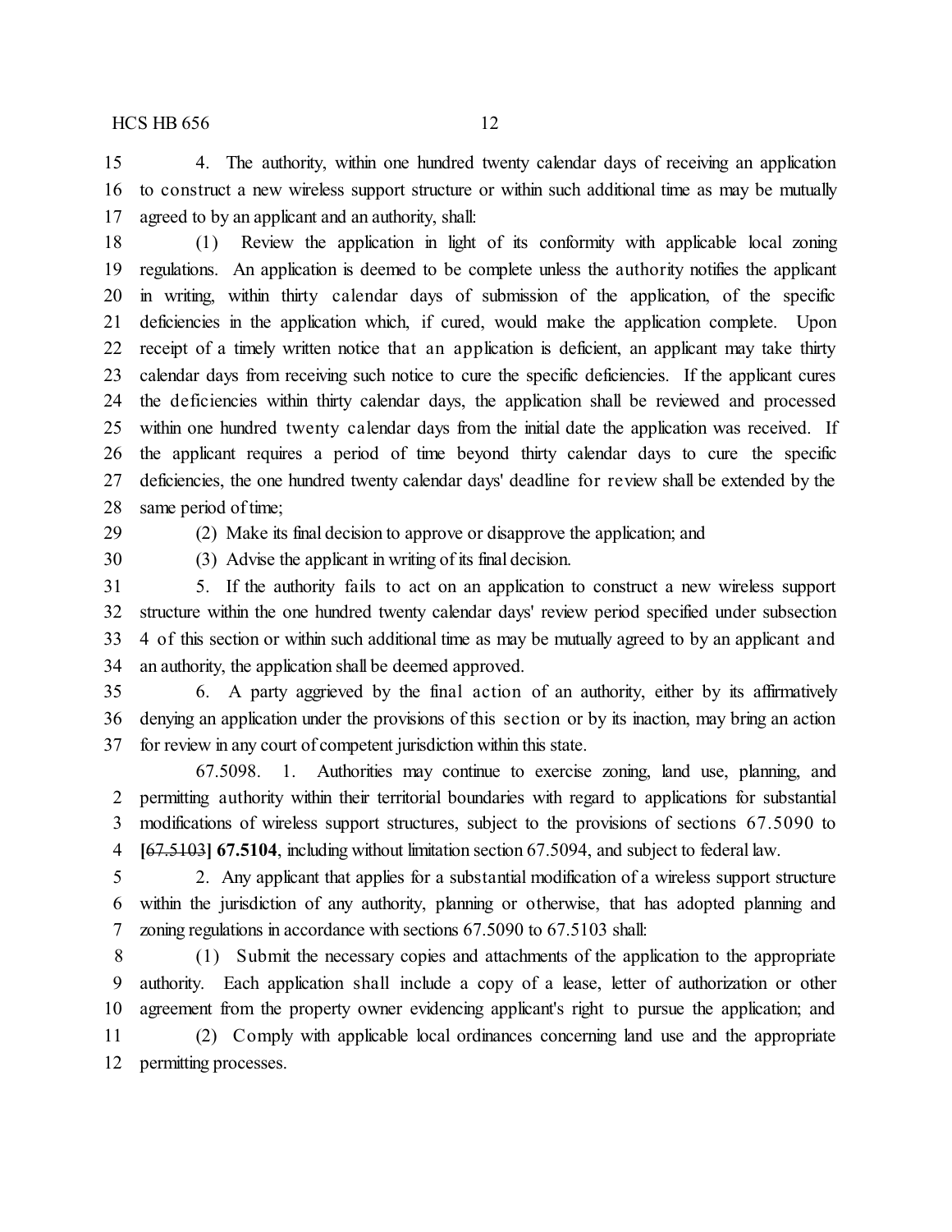4. The authority, within one hundred twenty calendar days of receiving an application to construct a new wireless support structure or within such additional time as may be mutually agreed to by an applicant and an authority, shall:

(1) Review the application in light of its conformity with applicable local zoning regulations. An application is deemed to be complete unless the authority notifies the applicant in writing, within thirty calendar days of submission of the application, of the specific deficiencies in the application which, if cured, would make the application complete. Upon receipt of a timely written notice that an application is deficient, an applicant may take thirty calendar days from receiving such notice to cure the specific deficiencies. If the applicant cures the deficiencies within thirty calendar days, the application shall be reviewed and processed within one hundred twenty calendar days from the initial date the application was received. If the applicant requires a period of time beyond thirty calendar days to cure the specific deficiencies, the one hundred twenty calendar days' deadline for review shall be extended by the same period of time;

(2) Make its final decision to approve or disapprove the application; and

(3) Advise the applicant in writing of its final decision.

5. If the authority fails to act on an application to construct a new wireless support structure within the one hundred twenty calendar days' review period specified under subsection 4 of this section or within such additional time as may be mutually agreed to by an applicant and an authority, the application shall be deemed approved.

6. A party aggrieved by the final action of an authority, either by its affirmatively denying an application under the provisions of this section or by its inaction, may bring an action for review in any court of competent jurisdiction within this state.

67.5098. 1. Authorities may continue to exercise zoning, land use, planning, and permitting authority within their territorial boundaries with regard to applications for substantial modifications of wireless support structures, subject to the provisions of sections 67.5090 to **[**~~67.5103~~**] 67.5104**, including without limitation section 67.5094, and subject to federal law.

2. Any applicant that applies for a substantial modification of a wireless support structure within the jurisdiction of any authority, planning or otherwise, that has adopted planning and zoning regulations in accordance with sections 67.5090 to 67.5103 shall:

(1) Submit the necessary copies and attachments of the application to the appropriate authority. Each application shall include a copy of a lease, letter of authorization or other agreement from the property owner evidencing applicant's right to pursue the application; and

(2) Comply with applicable local ordinances concerning land use and the appropriate permitting processes.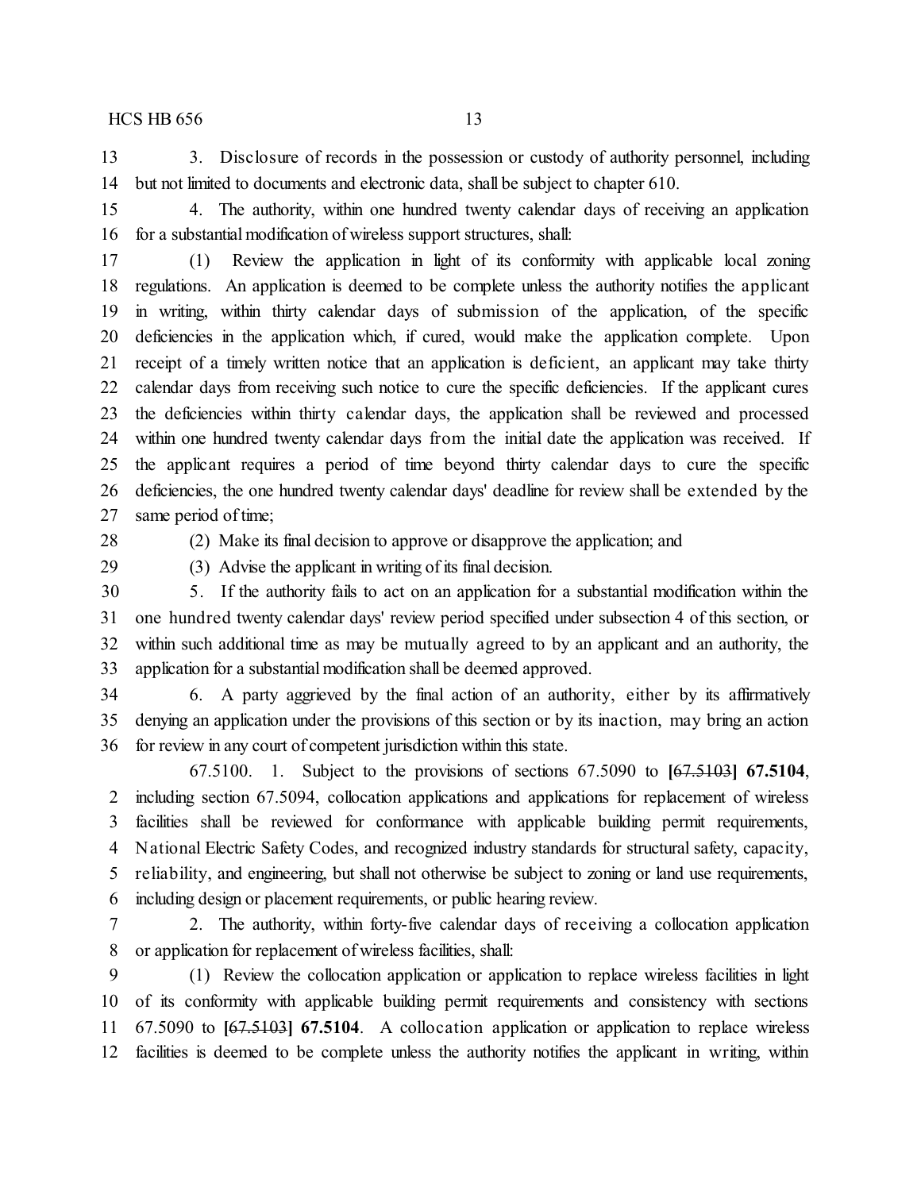3. Disclosure of records in the possession or custody of authority personnel, including but not limited to documents and electronic data, shall be subject to chapter 610.

4. The authority, within one hundred twenty calendar days of receiving an application for a substantial modification of wireless support structures, shall:

(1) Review the application in light of its conformity with applicable local zoning regulations. An application is deemed to be complete unless the authority notifies the applicant in writing, within thirty calendar days of submission of the application, of the specific deficiencies in the application which, if cured, would make the application complete. Upon receipt of a timely written notice that an application is deficient, an applicant may take thirty calendar days from receiving such notice to cure the specific deficiencies. If the applicant cures the deficiencies within thirty calendar days, the application shall be reviewed and processed within one hundred twenty calendar days from the initial date the application was received. If the applicant requires a period of time beyond thirty calendar days to cure the specific deficiencies, the one hundred twenty calendar days' deadline for review shall be extended by the same period of time;

(2) Make its final decision to approve or disapprove the application; and

(3) Advise the applicant in writing of its final decision.

5. If the authority fails to act on an application for a substantial modification within the one hundred twenty calendar days' review period specified under subsection 4 of this section, or within such additional time as may be mutually agreed to by an applicant and an authority, the application for a substantial modification shall be deemed approved.

6. A party aggrieved by the final action of an authority, either by its affirmatively denying an application under the provisions of this section or by its inaction, may bring an action for review in any court of competent jurisdiction within this state.

67.5100. 1. Subject to the provisions of sections 67.5090 to [~~67.5103~~] **67.5104**, including section 67.5094, collocation applications and applications for replacement of wireless facilities shall be reviewed for conformance with applicable building permit requirements, National Electric Safety Codes, and recognized industry standards for structural safety, capacity, reliability, and engineering, but shall not otherwise be subject to zoning or land use requirements, including design or placement requirements, or public hearing review.

2. The authority, within forty-five calendar days of receiving a collocation application or application for replacement of wireless facilities, shall:

(1) Review the collocation application or application to replace wireless facilities in light of its conformity with applicable building permit requirements and consistency with sections 67.5090 to [~~67.5103~~] **67.5104**. A collocation application or application to replace wireless facilities is deemed to be complete unless the authority notifies the applicant in writing, within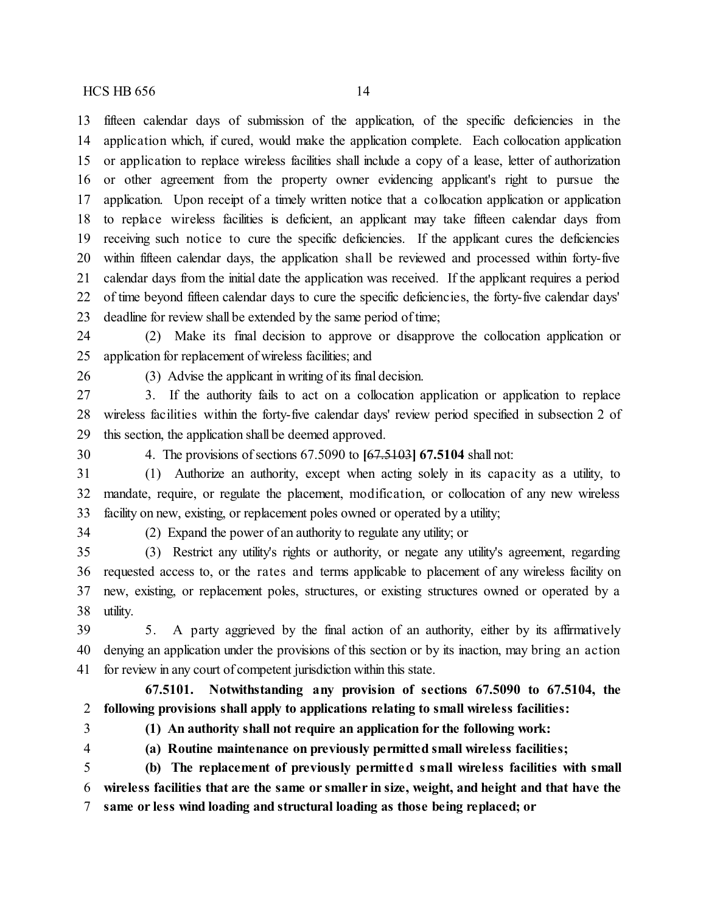fifteen calendar days of submission of the application, of the specific deficiencies in the application which, if cured, would make the application complete. Each collocation application or application to replace wireless facilities shall include a copy of a lease, letter of authorization or other agreement from the property owner evidencing applicant's right to pursue the application. Upon receipt of a timely written notice that a collocation application or application to replace wireless facilities is deficient, an applicant may take fifteen calendar days from receiving such notice to cure the specific deficiencies. If the applicant cures the deficiencies within fifteen calendar days, the application shall be reviewed and processed within forty-five calendar days from the initial date the application was received. If the applicant requires a period of time beyond fifteen calendar days to cure the specific deficiencies, the forty-five calendar days' deadline for review shall be extended by the same period of time;

(2) Make its final decision to approve or disapprove the collocation application or application for replacement of wireless facilities; and

(3) Advise the applicant in writing of its final decision.

3. If the authority fails to act on a collocation application or application to replace wireless facilities within the forty-five calendar days' review period specified in subsection 2 of this section, the application shall be deemed approved.

4. The provisions of sections 67.5090 to **[**~~67.5103~~**] 67.5104** shall not:

(1) Authorize an authority, except when acting solely in its capacity as a utility, to mandate, require, or regulate the placement, modification, or collocation of any new wireless facility on new, existing, or replacement poles owned or operated by a utility;

(2) Expand the power of an authority to regulate any utility; or

(3) Restrict any utility's rights or authority, or negate any utility's agreement, regarding requested access to, or the rates and terms applicable to placement of any wireless facility on new, existing, or replacement poles, structures, or existing structures owned or operated by a utility.

5. A party aggrieved by the final action of an authority, either by its affirmatively denying an application under the provisions of this section or by its inaction, may bring an action for review in any court of competent jurisdiction within this state.

**67.5101. Notwithstanding any provision of sections 67.5090 to 67.5104, the following provisions shall apply to applications relating to small wireless facilities:**

**(1) An authority shall not require an application for the following work:**

**(a) Routine maintenance on previously permitted small wireless facilities;**

**(b) The replacement of previously permitted small wireless facilities with small wireless facilities that are the same or smaller in size, weight, and height and that have the same or less wind loading and structural loading as those being replaced; or**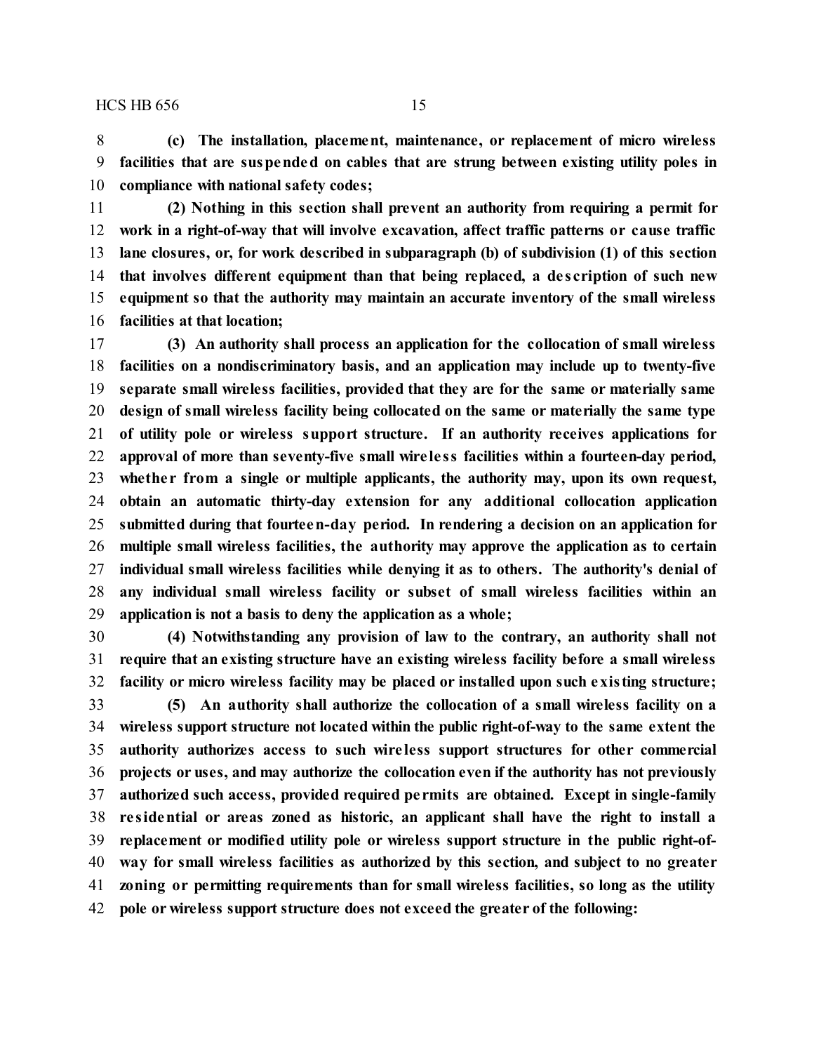**(c) The installation, placement, maintenance, or replacement of micro wireless facilities that are suspended on cables that are strung between existing utility poles in compliance with national safety codes;**

**(2) Nothing in this section shall prevent an authority from requiring a permit for work in a right-of-way that will involve excavation, affect traffic patterns or cause traffic lane closures, or, for work described in subparagraph (b) of subdivision (1) of this section that involves different equipment than that being replaced, a description of such new equipment so that the authority may maintain an accurate inventory of the small wireless facilities at that location;**

**(3) An authority shall process an application for the collocation of small wireless facilities on a nondiscriminatory basis, and an application may include up to twenty-five separate small wireless facilities, provided that they are for the same or materially same design of small wireless facility being collocated on the same or materially the same type of utility pole or wireless support structure. If an authority receives applications for approval of more than seventy-five small wireless facilities within a fourteen-day period, whether from a single or multiple applicants, the authority may, upon its own request, obtain an automatic thirty-day extension for any additional collocation application submitted during that fourteen-day period. In rendering a decision on an application for multiple small wireless facilities, the authority may approve the application as to certain individual small wireless facilities while denying it as to others. The authority's denial of any individual small wireless facility or subset of small wireless facilities within an application is not a basis to deny the application as a whole;**

**(4) Notwithstanding any provision of law to the contrary, an authority shall not require that an existing structure have an existing wireless facility before a small wireless facility or micro wireless facility may be placed or installed upon such existing structure;**

**(5) An authority shall authorize the collocation of a small wireless facility on a wireless support structure not located within the public right-of-way to the same extent the authority authorizes access to such wireless support structures for other commercial projects or uses, and may authorize the collocation even if the authority has not previously authorized such access, provided required permits are obtained. Except in single-family residential or areas zoned as historic, an applicant shall have the right to install a replacement or modified utility pole or wireless support structure in the public right-of-way for small wireless facilities as authorized by this section, and subject to no greater zoning or permitting requirements than for small wireless facilities, so long as the utility pole or wireless support structure does not exceed the greater of the following:**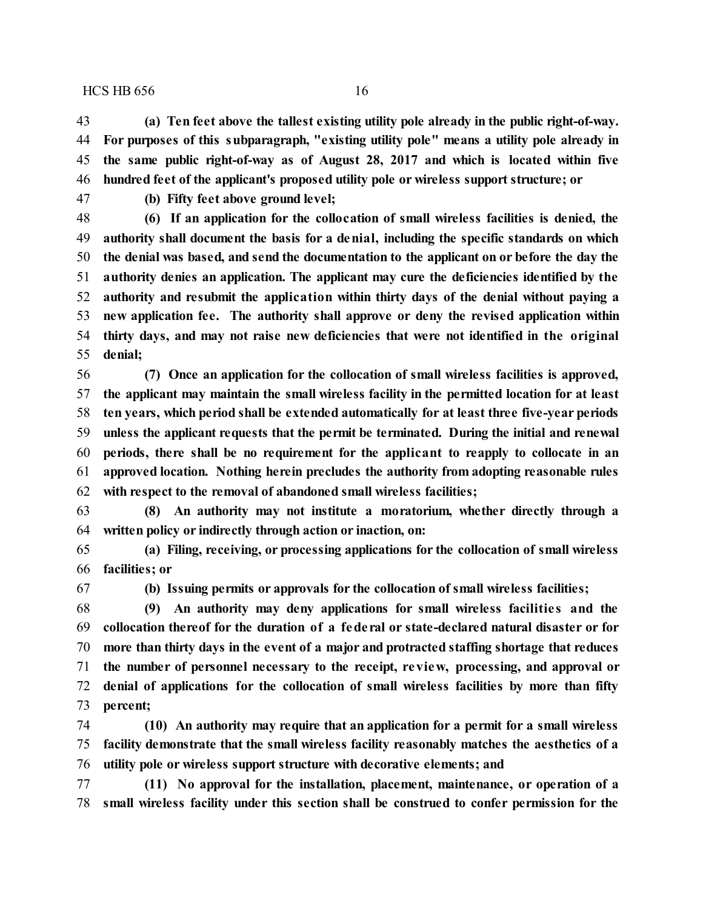**(a) Ten feet above the tallest existing utility pole already in the public right-of-way. For purposes of this subparagraph, "existing utility pole" means a utility pole already in the same public right-of-way as of August 28, 2017 and which is located within five hundred feet of the applicant's proposed utility pole or wireless support structure; or**

**(b) Fifty feet above ground level;**

**(6) If an application for the collocation of small wireless facilities is denied, the authority shall document the basis for a denial, including the specific standards on which the denial was based, and send the documentation to the applicant on or before the day the authority denies an application. The applicant may cure the deficiencies identified by the authority and resubmit the application within thirty days of the denial without paying a new application fee. The authority shall approve or deny the revised application within thirty days, and may not raise new deficiencies that were not identified in the original denial;**

**(7) Once an application for the collocation of small wireless facilities is approved, the applicant may maintain the small wireless facility in the permitted location for at least ten years, which period shall be extended automatically for at least three five-year periods unless the applicant requests that the permit be terminated. During the initial and renewal periods, there shall be no requirement for the applicant to reapply to collocate in an approved location. Nothing herein precludes the authority from adopting reasonable rules with respect to the removal of abandoned small wireless facilities;**

**(8) An authority may not institute a moratorium, whether directly through a written policy or indirectly through action or inaction, on:**

**(a) Filing, receiving, or processing applications for the collocation of small wireless facilities; or**

**(b) Issuing permits or approvals for the collocation of small wireless facilities;**

**(9) An authority may deny applications for small wireless facilities and the collocation thereof for the duration of a federal or state-declared natural disaster or for more than thirty days in the event of a major and protracted staffing shortage that reduces the number of personnel necessary to the receipt, review, processing, and approval or denial of applications for the collocation of small wireless facilities by more than fifty percent;**

**(10) An authority may require that an application for a permit for a small wireless facility demonstrate that the small wireless facility reasonably matches the aesthetics of a utility pole or wireless support structure with decorative elements; and**

**(11) No approval for the installation, placement, maintenance, or operation of a small wireless facility under this section shall be construed to confer permission for the**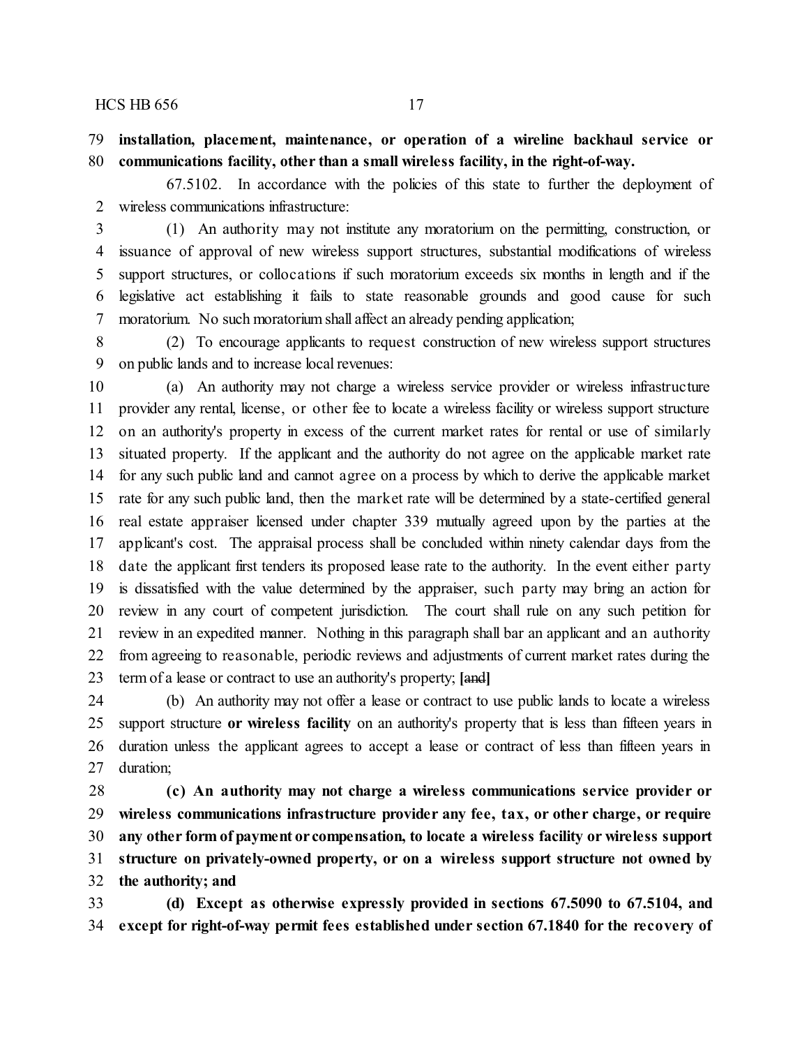**installation, placement, maintenance, or operation of a wireline backhaul service or communications facility, other than a small wireless facility, in the right-of-way.**

67.5102. In accordance with the policies of this state to further the deployment of wireless communications infrastructure:

(1) An authority may not institute any moratorium on the permitting, construction, or issuance of approval of new wireless support structures, substantial modifications of wireless support structures, or collocations if such moratorium exceeds six months in length and if the legislative act establishing it fails to state reasonable grounds and good cause for such moratorium. No such moratorium shall affect an already pending application;

(2) To encourage applicants to request construction of new wireless support structures on public lands and to increase local revenues:

(a) An authority may not charge a wireless service provider or wireless infrastructure provider any rental, license, or other fee to locate a wireless facility or wireless support structure on an authority's property in excess of the current market rates for rental or use of similarly situated property. If the applicant and the authority do not agree on the applicable market rate for any such public land and cannot agree on a process by which to derive the applicable market rate for any such public land, then the market rate will be determined by a state-certified general real estate appraiser licensed under chapter 339 mutually agreed upon by the parties at the applicant's cost. The appraisal process shall be concluded within ninety calendar days from the date the applicant first tenders its proposed lease rate to the authority. In the event either party is dissatisfied with the value determined by the appraiser, such party may bring an action for review in any court of competent jurisdiction. The court shall rule on any such petition for review in an expedited manner. Nothing in this paragraph shall bar an applicant and an authority from agreeing to reasonable, periodic reviews and adjustments of current market rates during the term of a lease or contract to use an authority's property; **[**~~and~~**]**

(b) An authority may not offer a lease or contract to use public lands to locate a wireless support structure **or wireless facility** on an authority's property that is less than fifteen years in duration unless the applicant agrees to accept a lease or contract of less than fifteen years in duration;

**(c) An authority may not charge a wireless communications service provider or wireless communications infrastructure provider any fee, tax, or other charge, or require any other form of payment or compensation, to locate a wireless facility or wireless support structure on privately-owned property, or on a wireless support structure not owned by the authority; and**

**(d) Except as otherwise expressly provided in sections 67.5090 to 67.5104, and except for right-of-way permit fees established under section 67.1840 for the recovery of**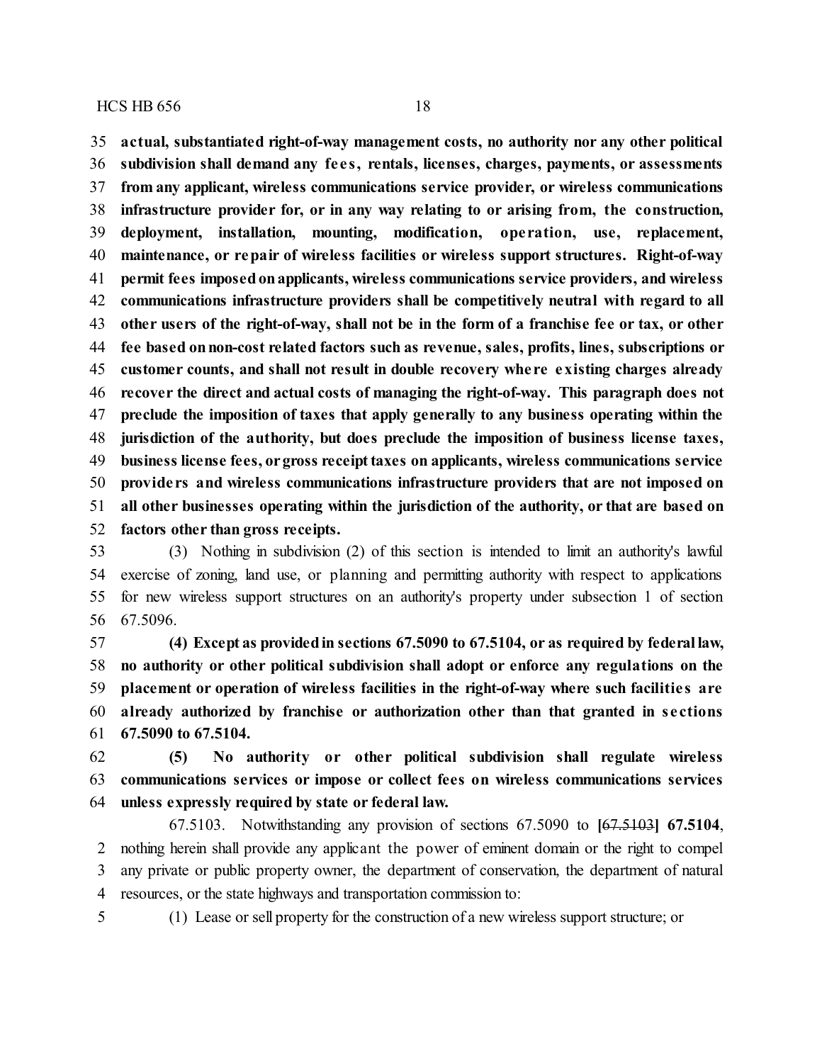**actual, substantiated right-of-way management costs, no authority nor any other political subdivision shall demand any fees, rentals, licenses, charges, payments, or assessments from any applicant, wireless communications service provider, or wireless communications infrastructure provider for, or in any way relating to or arising from, the construction, deployment, installation, mounting, modification, operation, use, replacement, maintenance, or repair of wireless facilities or wireless support structures. Right-of-way permit fees imposed on applicants, wireless communications service providers, and wireless communications infrastructure providers shall be competitively neutral with regard to all other users of the right-of-way, shall not be in the form of a franchise fee or tax, or other fee based on non-cost related factors such as revenue, sales, profits, lines, subscriptions or customer counts, and shall not result in double recovery where existing charges already recover the direct and actual costs of managing the right-of-way. This paragraph does not preclude the imposition of taxes that apply generally to any business operating within the jurisdiction of the authority, but does preclude the imposition of business license taxes, business license fees, or gross receipt taxes on applicants, wireless communications service providers and wireless communications infrastructure providers that are not imposed on all other businesses operating within the jurisdiction of the authority, or that are based on factors other than gross receipts.**

(3) Nothing in subdivision (2) of this section is intended to limit an authority's lawful exercise of zoning, land use, or planning and permitting authority with respect to applications for new wireless support structures on an authority's property under subsection 1 of section 67.5096.

**(4) Except as provided in sections 67.5090 to 67.5104, or as required by federal law, no authority or other political subdivision shall adopt or enforce any regulations on the placement or operation of wireless facilities in the right-of-way where such facilities are already authorized by franchise or authorization other than that granted in sections 67.5090 to 67.5104.**

**(5) No authority or other political subdivision shall regulate wireless communications services or impose or collect fees on wireless communications services unless expressly required by state or federal law.**

67.5103. Notwithstanding any provision of sections 67.5090 to **[~~67.5103~~] 67.5104**, nothing herein shall provide any applicant the power of eminent domain or the right to compel any private or public property owner, the department of conservation, the department of natural resources, or the state highways and transportation commission to:

(1) Lease or sell property for the construction of a new wireless support structure; or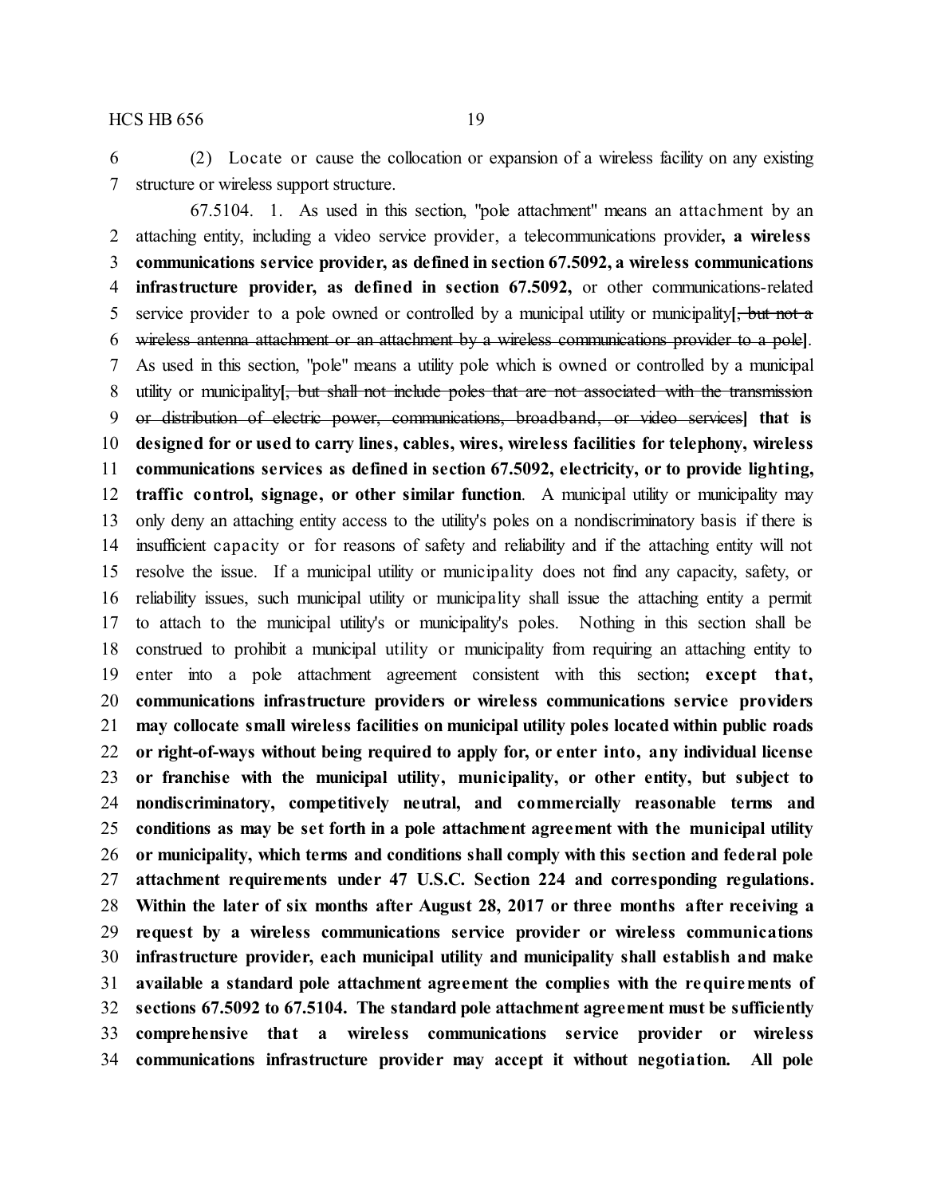6 (2) Locate or cause the collocation or expansion of a wireless facility on any existing
7 structure or wireless support structure.

67.5104. 1. As used in this section, "pole attachment" means an attachment by an
2 attaching entity, including a video service provider, a telecommunications provider**, a wireless**
3 **communications service provider, as defined in section 67.5092, a wireless communications**
4 **infrastructure provider, as defined in section 67.5092,** or other communications-related
5 service provider to a pole owned or controlled by a municipal utility or municipality**[**~~, but not a~~
6 ~~wireless antenna attachment or an attachment by a wireless communications provider to a pole~~**]**.
7 As used in this section, "pole" means a utility pole which is owned or controlled by a municipal
8 utility or municipality**[**~~, but shall not include poles that are not associated with the transmission~~
9 ~~or distribution of electric power, communications, broadband, or video services~~**] that is**
10 **designed for or used to carry lines, cables, wires, wireless facilities for telephony, wireless**
11 **communications services as defined in section 67.5092, electricity, or to provide lighting,**
12 **traffic control, signage, or other similar function**. A municipal utility or municipality may
13 only deny an attaching entity access to the utility's poles on a nondiscriminatory basis if there is
14 insufficient capacity or for reasons of safety and reliability and if the attaching entity will not
15 resolve the issue. If a municipal utility or municipality does not find any capacity, safety, or
16 reliability issues, such municipal utility or municipality shall issue the attaching entity a permit
17 to attach to the municipal utility's or municipality's poles. Nothing in this section shall be
18 construed to prohibit a municipal utility or municipality from requiring an attaching entity to
19 enter into a pole attachment agreement consistent with this section**; except that,**
20 **communications infrastructure providers or wireless communications service providers**
21 **may collocate small wireless facilities on municipal utility poles located within public roads**
22 **or right-of-ways without being required to apply for, or enter into, any individual license**
23 **or franchise with the municipal utility, municipality, or other entity, but subject to**
24 **nondiscriminatory, competitively neutral, and commercially reasonable terms and**
25 **conditions as may be set forth in a pole attachment agreement with the municipal utility**
26 **or municipality, which terms and conditions shall comply with this section and federal pole**
27 **attachment requirements under 47 U.S.C. Section 224 and corresponding regulations.**
28 **Within the later of six months after August 28, 2017 or three months after receiving a**
29 **request by a wireless communications service provider or wireless communications**
30 **infrastructure provider, each municipal utility and municipality shall establish and make**
31 **available a standard pole attachment agreement the complies with the requirements of**
32 **sections 67.5092 to 67.5104. The standard pole attachment agreement must be sufficiently**
33 **comprehensive that a wireless communications service provider or wireless**
34 **communications infrastructure provider may accept it without negotiation. All pole**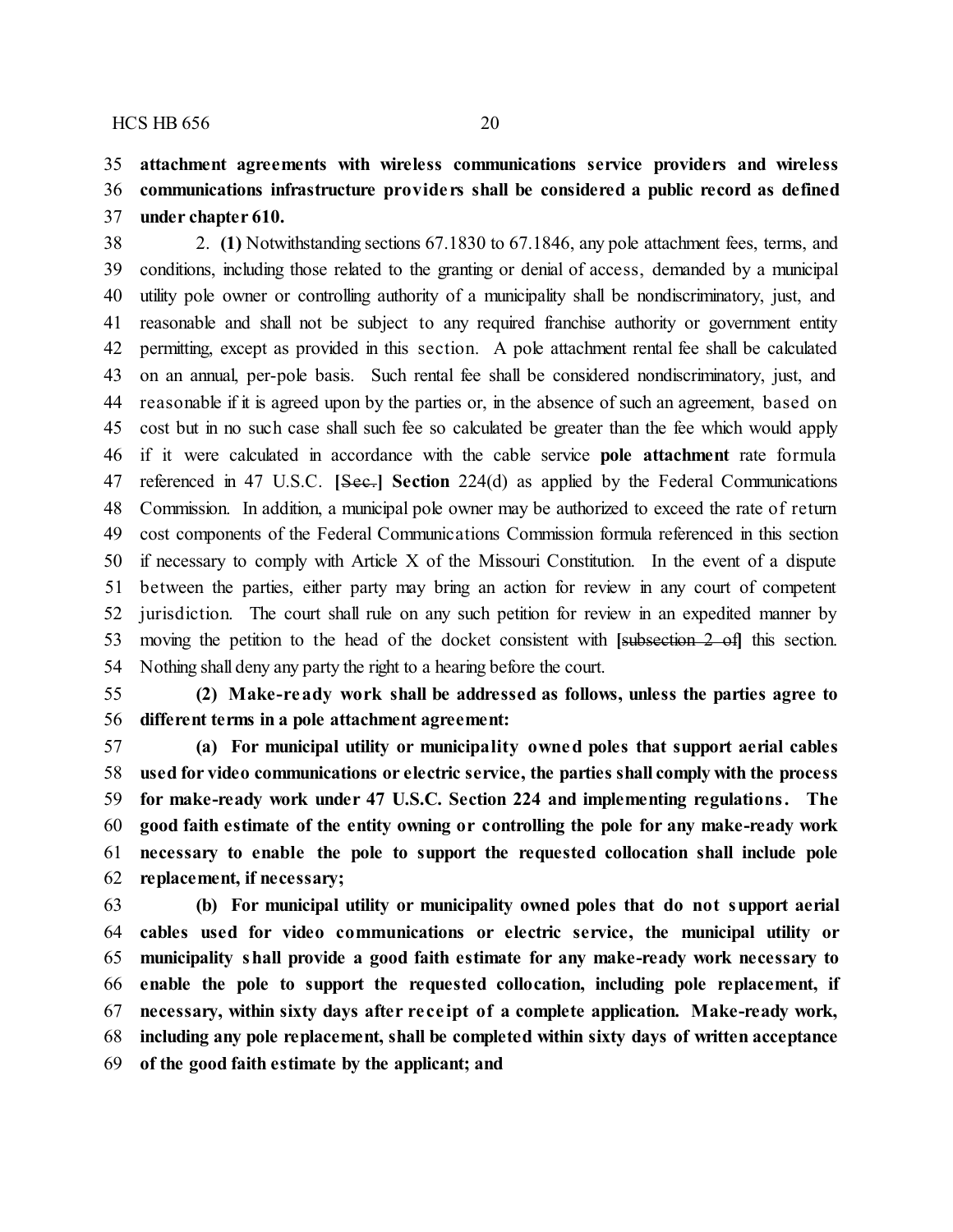35 **attachment agreements with wireless communications service providers and wireless**
36 **communications infrastructure providers shall be considered a public record as defined**
37 **under chapter 610.**

38 2. **(1)** Notwithstanding sections 67.1830 to 67.1846, any pole attachment fees, terms, and
39 conditions, including those related to the granting or denial of access, demanded by a municipal
40 utility pole owner or controlling authority of a municipality shall be nondiscriminatory, just, and
41 reasonable and shall not be subject to any required franchise authority or government entity
42 permitting, except as provided in this section. A pole attachment rental fee shall be calculated
43 on an annual, per-pole basis. Such rental fee shall be considered nondiscriminatory, just, and
44 reasonable if it is agreed upon by the parties or, in the absence of such an agreement, based on
45 cost but in no such case shall such fee so calculated be greater than the fee which would apply
46 if it were calculated in accordance with the cable service **pole attachment** rate formula
47 referenced in 47 U.S.C. **[**~~Sec.~~**]** **Section** 224(d) as applied by the Federal Communications
48 Commission. In addition, a municipal pole owner may be authorized to exceed the rate of return
49 cost components of the Federal Communications Commission formula referenced in this section
50 if necessary to comply with Article X of the Missouri Constitution. In the event of a dispute
51 between the parties, either party may bring an action for review in any court of competent
52 jurisdiction. The court shall rule on any such petition for review in an expedited manner by
53 moving the petition to the head of the docket consistent with **[**~~subsection 2 of~~**]** this section.
54 Nothing shall deny any party the right to a hearing before the court.

55 **(2) Make-ready work shall be addressed as follows, unless the parties agree to**
56 **different terms in a pole attachment agreement:**

57 **(a) For municipal utility or municipality owned poles that support aerial cables**
58 **used for video communications or electric service, the parties shall comply with the process**
59 **for make-ready work under 47 U.S.C. Section 224 and implementing regulations. The**
60 **good faith estimate of the entity owning or controlling the pole for any make-ready work**
61 **necessary to enable the pole to support the requested collocation shall include pole**
62 **replacement, if necessary;**

63 **(b) For municipal utility or municipality owned poles that do not support aerial**
64 **cables used for video communications or electric service, the municipal utility or**
65 **municipality shall provide a good faith estimate for any make-ready work necessary to**
66 **enable the pole to support the requested collocation, including pole replacement, if**
67 **necessary, within sixty days after receipt of a complete application. Make-ready work,**
68 **including any pole replacement, shall be completed within sixty days of written acceptance**
69 **of the good faith estimate by the applicant; and**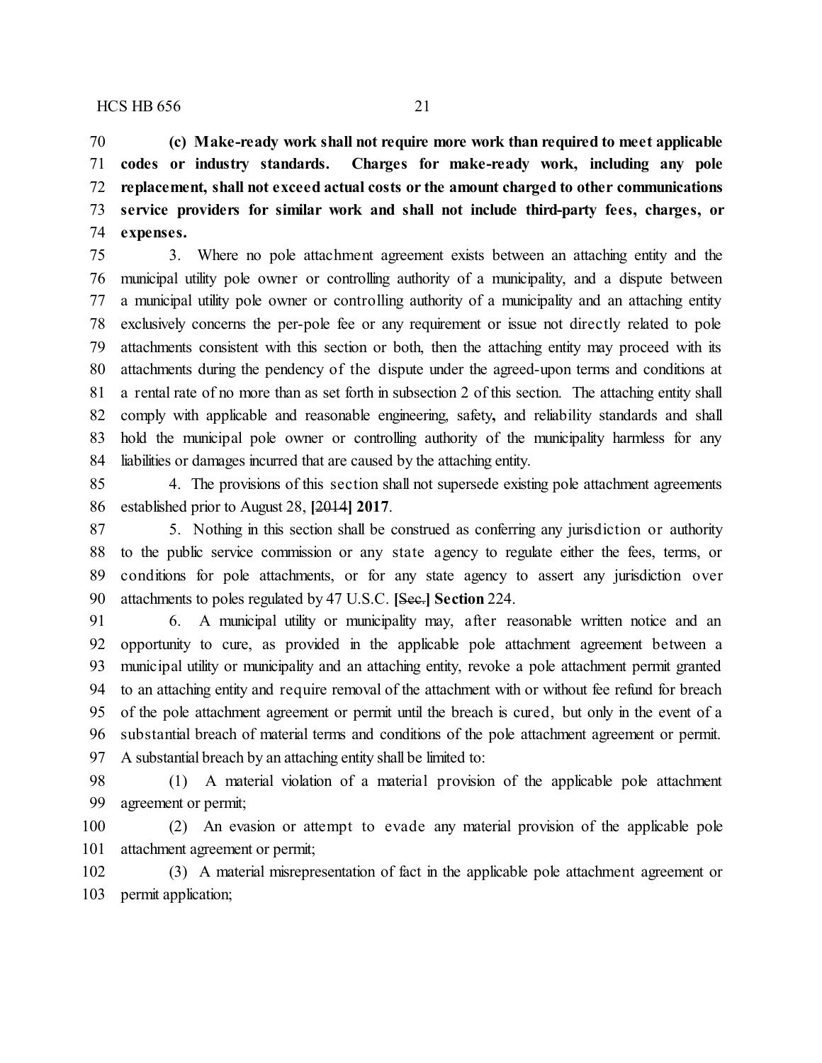**(c) Make-ready work shall not require more work than required to meet applicable codes or industry standards. Charges for make-ready work, including any pole replacement, shall not exceed actual costs or the amount charged to other communications service providers for similar work and shall not include third-party fees, charges, or expenses.**

3. Where no pole attachment agreement exists between an attaching entity and the municipal utility pole owner or controlling authority of a municipality, and a dispute between a municipal utility pole owner or controlling authority of a municipality and an attaching entity exclusively concerns the per-pole fee or any requirement or issue not directly related to pole attachments consistent with this section or both, then the attaching entity may proceed with its attachments during the pendency of the dispute under the agreed-upon terms and conditions at a rental rate of no more than as set forth in subsection 2 of this section. The attaching entity shall comply with applicable and reasonable engineering, safety**,** and reliability standards and shall hold the municipal pole owner or controlling authority of the municipality harmless for any liabilities or damages incurred that are caused by the attaching entity.

4. The provisions of this section shall not supersede existing pole attachment agreements established prior to August 28, **[**~~2014~~**] 2017**.

5. Nothing in this section shall be construed as conferring any jurisdiction or authority to the public service commission or any state agency to regulate either the fees, terms, or conditions for pole attachments, or for any state agency to assert any jurisdiction over attachments to poles regulated by 47 U.S.C. **[**~~Sec.~~**] Section** 224.

6. A municipal utility or municipality may, after reasonable written notice and an opportunity to cure, as provided in the applicable pole attachment agreement between a municipal utility or municipality and an attaching entity, revoke a pole attachment permit granted to an attaching entity and require removal of the attachment with or without fee refund for breach of the pole attachment agreement or permit until the breach is cured, but only in the event of a substantial breach of material terms and conditions of the pole attachment agreement or permit. A substantial breach by an attaching entity shall be limited to:

(1) A material violation of a material provision of the applicable pole attachment agreement or permit;

(2) An evasion or attempt to evade any material provision of the applicable pole attachment agreement or permit;

(3) A material misrepresentation of fact in the applicable pole attachment agreement or permit application;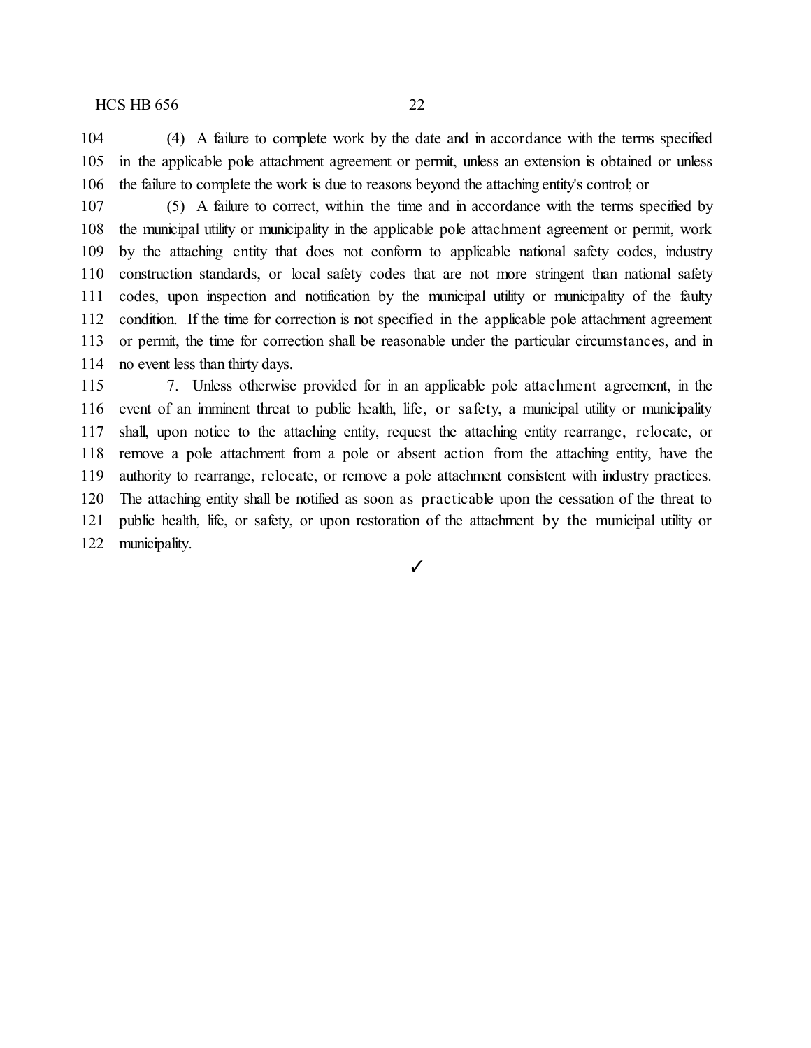(4) A failure to complete work by the date and in accordance with the terms specified in the applicable pole attachment agreement or permit, unless an extension is obtained or unless the failure to complete the work is due to reasons beyond the attaching entity's control; or

(5) A failure to correct, within the time and in accordance with the terms specified by the municipal utility or municipality in the applicable pole attachment agreement or permit, work by the attaching entity that does not conform to applicable national safety codes, industry construction standards, or local safety codes that are not more stringent than national safety codes, upon inspection and notification by the municipal utility or municipality of the faulty condition. If the time for correction is not specified in the applicable pole attachment agreement or permit, the time for correction shall be reasonable under the particular circumstances, and in no event less than thirty days.

7. Unless otherwise provided for in an applicable pole attachment agreement, in the event of an imminent threat to public health, life, or safety, a municipal utility or municipality shall, upon notice to the attaching entity, request the attaching entity rearrange, relocate, or remove a pole attachment from a pole or absent action from the attaching entity, have the authority to rearrange, relocate, or remove a pole attachment consistent with industry practices. The attaching entity shall be notified as soon as practicable upon the cessation of the threat to public health, life, or safety, or upon restoration of the attachment by the municipal utility or municipality.

✓